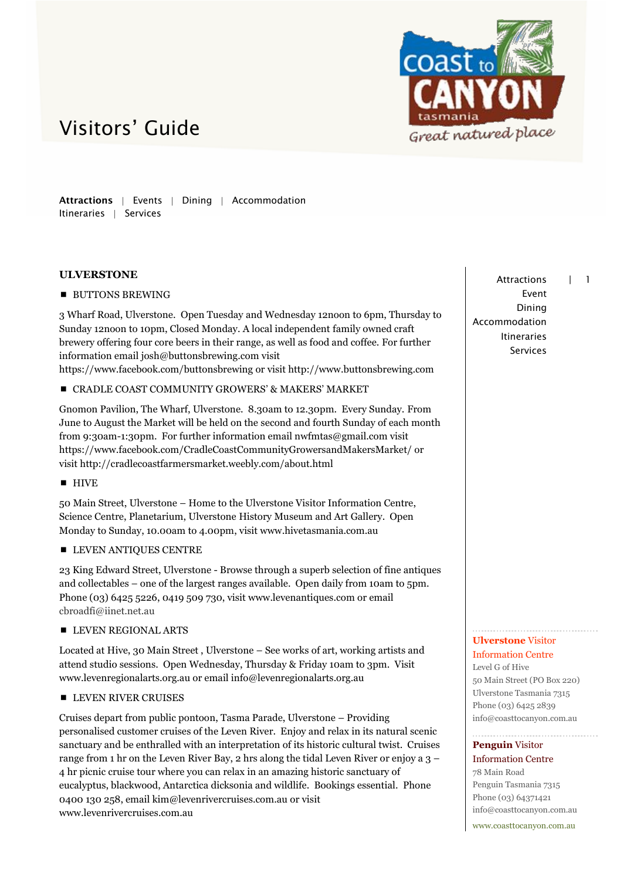# Visitors' Guide

Attractions | Events | Dining | Accommodation
Itineraries | Services

## ULVERSTONE

- **BUTTONS BREWING**

3 Wharf Road, Ulverstone. Open Tuesday and Wednesday 12noon to 6pm, Thursday to Sunday 12noon to 10pm, Closed Monday. A local independent family owned craft brewery offering four core beers in their range, as well as food and coffee. For further information email josh@buttonsbrewing.com visit https://www.facebook.com/buttonsbrewing or visit http://www.buttonsbrewing.com

- **CRADLE COAST COMMUNITY GROWERS' & MAKERS' MARKET**

Gnomon Pavilion, The Wharf, Ulverstone. 8.30am to 12.30pm. Every Sunday. From June to August the Market will be held on the second and fourth Sunday of each month from 9:30am-1:30pm. For further information email nwfmtas@gmail.com visit https://www.facebook.com/CradleCoastCommunityGrowersandMakersMarket/ or visit http://cradlecoastfarmersmarket.weebly.com/about.html

- **HIVE**

50 Main Street, Ulverstone – Home to the Ulverstone Visitor Information Centre, Science Centre, Planetarium, Ulverstone History Museum and Art Gallery. Open Monday to Sunday, 10.00am to 4.00pm, visit www.hivetasmania.com.au

- **LEVEN ANTIQUES CENTRE**

23 King Edward Street, Ulverstone - Browse through a superb selection of fine antiques and collectables – one of the largest ranges available. Open daily from 10am to 5pm. Phone (03) 6425 5226, 0419 509 730, visit www.levenantiques.com or email cbroadfi@iinet.net.au

- **LEVEN REGIONAL ARTS**

Located at Hive, 30 Main Street , Ulverstone – See works of art, working artists and attend studio sessions. Open Wednesday, Thursday & Friday 10am to 3pm. Visit www.levenregionalarts.org.au or email info@levenregionalarts.org.au

- **LEVEN RIVER CRUISES**

Cruises depart from public pontoon, Tasma Parade, Ulverstone – Providing personalised customer cruises of the Leven River. Enjoy and relax in its natural scenic sanctuary and be enthralled with an interpretation of its historic cultural twist. Cruises range from 1 hr on the Leven River Bay, 2 hrs along the tidal Leven River or enjoy a 3 – 4 hr picnic cruise tour where you can relax in an amazing historic sanctuary of eucalyptus, blackwood, Antarctica dicksonia and wildlife. Bookings essential. Phone 0400 130 258, email kim@levenrivercruises.com.au or visit www.levenrivercruises.com.au

---

Attractions
Event
Dining
Accommodation
Itineraries
Services

**Ulverstone** Visitor Information Centre
Level G of Hive
50 Main Street (PO Box 220)
Ulverstone Tasmania 7315
Phone (03) 6425 2839
info@coasttocanyon.com.au

**Penguin** Visitor Information Centre
78 Main Road
Penguin Tasmania 7315
Phone (03) 64371421
info@coasttocanyon.com.au

www.coasttocanyon.com.au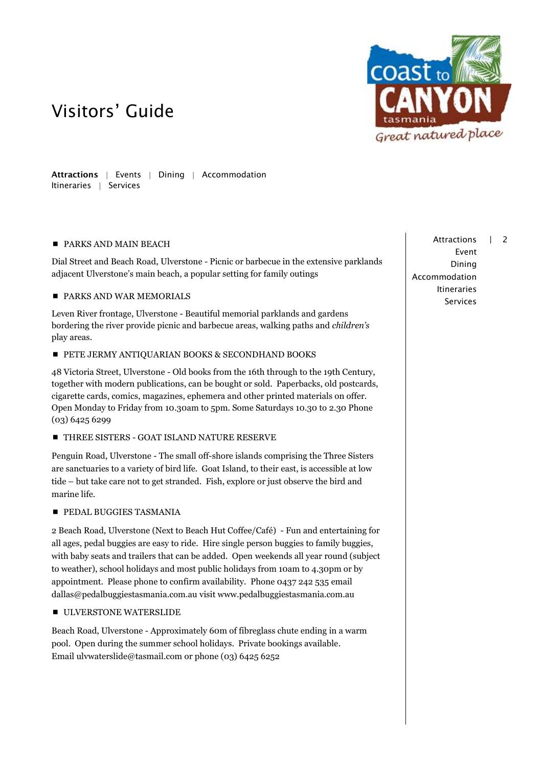# Visitors' Guide

**Attractions** | Events | Dining | Accommodation
Itineraries | Services

- PARKS AND MAIN BEACH

Dial Street and Beach Road, Ulverstone - Picnic or barbecue in the extensive parklands adjacent Ulverstone's main beach, a popular setting for family outings

- PARKS AND WAR MEMORIALS

Leven River frontage, Ulverstone - Beautiful memorial parklands and gardens bordering the river provide picnic and barbecue areas, walking paths and *children's* play areas.

- PETE JERMY ANTIQUARIAN BOOKS & SECONDHAND BOOKS

48 Victoria Street, Ulverstone - Old books from the 16th through to the 19th Century, together with modern publications, can be bought or sold. Paperbacks, old postcards, cigarette cards, comics, magazines, ephemera and other printed materials on offer. Open Monday to Friday from 10.30am to 5pm. Some Saturdays 10.30 to 2.30 Phone (03) 6425 6299

- THREE SISTERS - GOAT ISLAND NATURE RESERVE

Penguin Road, Ulverstone - The small off-shore islands comprising the Three Sisters are sanctuaries to a variety of bird life. Goat Island, to their east, is accessible at low tide – but take care not to get stranded. Fish, explore or just observe the bird and marine life.

- PEDAL BUGGIES TASMANIA

2 Beach Road, Ulverstone (Next to Beach Hut Coffee/Café) - Fun and entertaining for all ages, pedal buggies are easy to ride. Hire single person buggies to family buggies, with baby seats and trailers that can be added. Open weekends all year round (subject to weather), school holidays and most public holidays from 10am to 4.30pm or by appointment. Please phone to confirm availability. Phone 0437 242 535 email dallas@pedalbuggiestasmania.com.au visit www.pedalbuggiestasmania.com.au

- ULVERSTONE WATERSLIDE

Beach Road, Ulverstone - Approximately 60m of fibreglass chute ending in a warm pool. Open during the summer school holidays. Private bookings available. Email ulvwaterslide@tasmail.com or phone (03) 6425 6252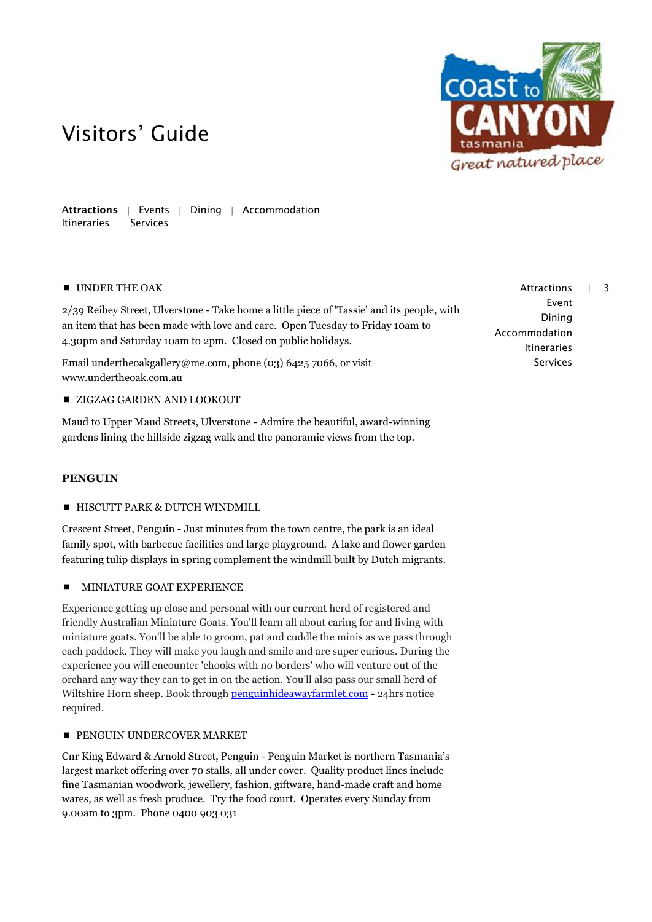# Visitors' Guide

**Attractions** | Events | Dining | Accommodation
Itineraries | Services

- UNDER THE OAK

2/39 Reibey Street, Ulverstone - Take home a little piece of 'Tassie' and its people, with an item that has been made with love and care. Open Tuesday to Friday 10am to 4.30pm and Saturday 10am to 2pm. Closed on public holidays.

Email undertheoakgallery@me.com, phone (03) 6425 7066, or visit www.undertheoak.com.au

- ZIGZAG GARDEN AND LOOKOUT

Maud to Upper Maud Streets, Ulverstone - Admire the beautiful, award-winning gardens lining the hillside zigzag walk and the panoramic views from the top.

## PENGUIN

- HISCUTT PARK & DUTCH WINDMILL

Crescent Street, Penguin - Just minutes from the town centre, the park is an ideal family spot, with barbecue facilities and large playground. A lake and flower garden featuring tulip displays in spring complement the windmill built by Dutch migrants.

- MINIATURE GOAT EXPERIENCE

Experience getting up close and personal with our current herd of registered and friendly Australian Miniature Goats. You'll learn all about caring for and living with miniature goats. You'll be able to groom, pat and cuddle the minis as we pass through each paddock. They will make you laugh and smile and are super curious. During the experience you will encounter 'chooks with no borders' who will venture out of the orchard any way they can to get in on the action. You'll also pass our small herd of Wiltshire Horn sheep. Book through penguinhideawayfarmlet.com - 24hrs notice required.

- PENGUIN UNDERCOVER MARKET

Cnr King Edward & Arnold Street, Penguin - Penguin Market is northern Tasmania's largest market offering over 70 stalls, all under cover. Quality product lines include fine Tasmanian woodwork, jewellery, fashion, giftware, hand-made craft and home wares, as well as fresh produce. Try the food court. Operates every Sunday from 9.00am to 3pm. Phone 0400 903 031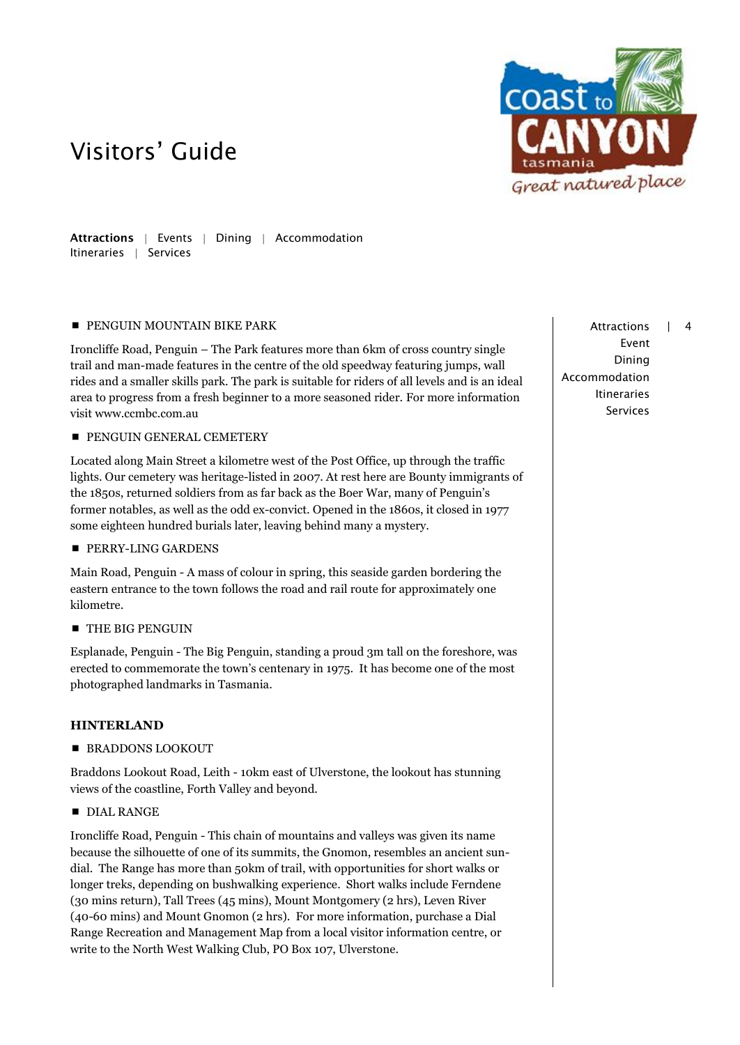# Visitors' Guide

**Attractions** | Events | Dining | Accommodation
Itineraries | Services

- PENGUIN MOUNTAIN BIKE PARK

Ironcliffe Road, Penguin – The Park features more than 6km of cross country single trail and man-made features in the centre of the old speedway featuring jumps, wall rides and a smaller skills park. The park is suitable for riders of all levels and is an ideal area to progress from a fresh beginner to a more seasoned rider. For more information visit www.ccmbc.com.au

- PENGUIN GENERAL CEMETERY

Located along Main Street a kilometre west of the Post Office, up through the traffic lights. Our cemetery was heritage-listed in 2007. At rest here are Bounty immigrants of the 1850s, returned soldiers from as far back as the Boer War, many of Penguin's former notables, as well as the odd ex-convict. Opened in the 1860s, it closed in 1977 some eighteen hundred burials later, leaving behind many a mystery.

- PERRY-LING GARDENS

Main Road, Penguin - A mass of colour in spring, this seaside garden bordering the eastern entrance to the town follows the road and rail route for approximately one kilometre.

- THE BIG PENGUIN

Esplanade, Penguin - The Big Penguin, standing a proud 3m tall on the foreshore, was erected to commemorate the town's centenary in 1975. It has become one of the most photographed landmarks in Tasmania.

## HINTERLAND

- BRADDONS LOOKOUT

Braddons Lookout Road, Leith - 10km east of Ulverstone, the lookout has stunning views of the coastline, Forth Valley and beyond.

- DIAL RANGE

Ironcliffe Road, Penguin - This chain of mountains and valleys was given its name because the silhouette of one of its summits, the Gnomon, resembles an ancient sun-dial. The Range has more than 50km of trail, with opportunities for short walks or longer treks, depending on bushwalking experience. Short walks include Ferndene (30 mins return), Tall Trees (45 mins), Mount Montgomery (2 hrs), Leven River (40-60 mins) and Mount Gnomon (2 hrs). For more information, purchase a Dial Range Recreation and Management Map from a local visitor information centre, or write to the North West Walking Club, PO Box 107, Ulverstone.

Attractions
Event
Dining
Accommodation
Itineraries
Services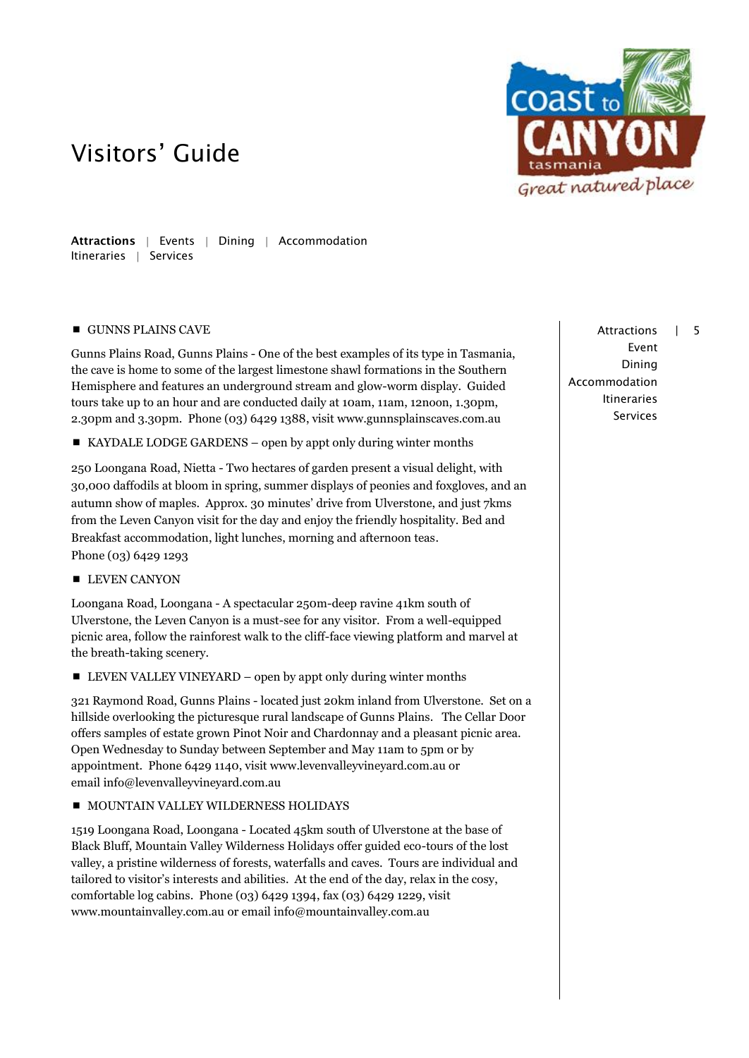# Visitors' Guide

**Attractions** | Events | Dining | Accommodation
Itineraries | Services

■ GUNNS PLAINS CAVE

Gunns Plains Road, Gunns Plains - One of the best examples of its type in Tasmania, the cave is home to some of the largest limestone shawl formations in the Southern Hemisphere and features an underground stream and glow-worm display. Guided tours take up to an hour and are conducted daily at 10am, 11am, 12noon, 1.30pm, 2.30pm and 3.30pm. Phone (03) 6429 1388, visit www.gunnsplainscaves.com.au

■ KAYDALE LODGE GARDENS – open by appt only during winter months

250 Loongana Road, Nietta - Two hectares of garden present a visual delight, with 30,000 daffodils at bloom in spring, summer displays of peonies and foxgloves, and an autumn show of maples. Approx. 30 minutes' drive from Ulverstone, and just 7kms from the Leven Canyon visit for the day and enjoy the friendly hospitality. Bed and Breakfast accommodation, light lunches, morning and afternoon teas.
Phone (03) 6429 1293

■ LEVEN CANYON

Loongana Road, Loongana - A spectacular 250m-deep ravine 41km south of Ulverstone, the Leven Canyon is a must-see for any visitor. From a well-equipped picnic area, follow the rainforest walk to the cliff-face viewing platform and marvel at the breath-taking scenery.

■ LEVEN VALLEY VINEYARD – open by appt only during winter months

321 Raymond Road, Gunns Plains - located just 20km inland from Ulverstone. Set on a hillside overlooking the picturesque rural landscape of Gunns Plains. The Cellar Door offers samples of estate grown Pinot Noir and Chardonnay and a pleasant picnic area. Open Wednesday to Sunday between September and May 11am to 5pm or by appointment. Phone 6429 1140, visit www.levenvalleyvineyard.com.au or email info@levenvalleyvineyard.com.au

■ MOUNTAIN VALLEY WILDERNESS HOLIDAYS

1519 Loongana Road, Loongana - Located 45km south of Ulverstone at the base of Black Bluff, Mountain Valley Wilderness Holidays offer guided eco-tours of the lost valley, a pristine wilderness of forests, waterfalls and caves. Tours are individual and tailored to visitor's interests and abilities. At the end of the day, relax in the cosy, comfortable log cabins. Phone (03) 6429 1394, fax (03) 6429 1229, visit www.mountainvalley.com.au or email info@mountainvalley.com.au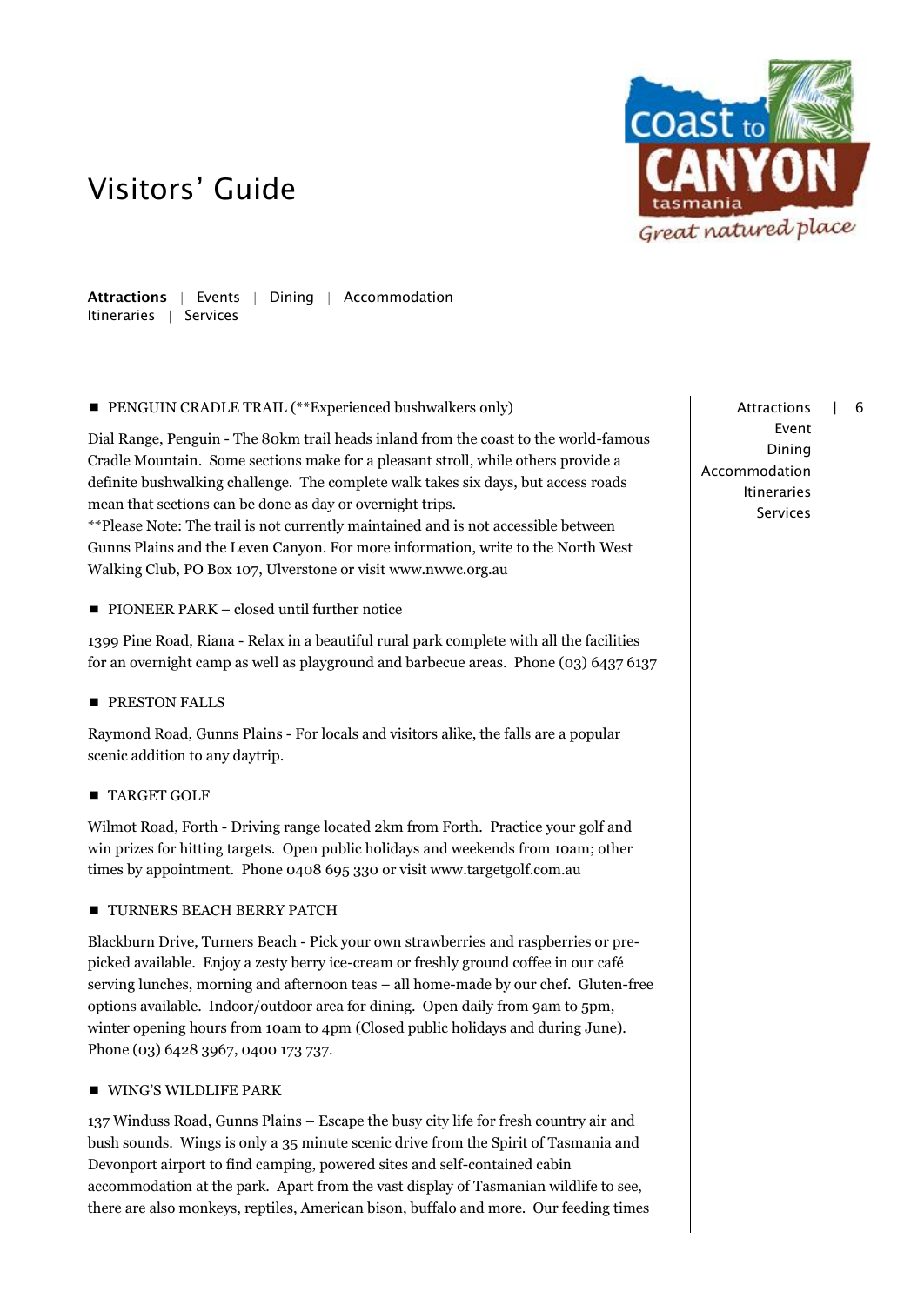# Visitors' Guide

**Attractions** | Events | Dining | Accommodation
Itineraries | Services

- PENGUIN CRADLE TRAIL (**Experienced bushwalkers only)

Dial Range, Penguin - The 80km trail heads inland from the coast to the world-famous Cradle Mountain. Some sections make for a pleasant stroll, while others provide a definite bushwalking challenge. The complete walk takes six days, but access roads mean that sections can be done as day or overnight trips.
**Please Note: The trail is not currently maintained and is not accessible between Gunns Plains and the Leven Canyon. For more information, write to the North West Walking Club, PO Box 107, Ulverstone or visit www.nwwc.org.au

- PIONEER PARK – closed until further notice

1399 Pine Road, Riana - Relax in a beautiful rural park complete with all the facilities for an overnight camp as well as playground and barbecue areas. Phone (03) 6437 6137

- PRESTON FALLS

Raymond Road, Gunns Plains - For locals and visitors alike, the falls are a popular scenic addition to any daytrip.

- TARGET GOLF

Wilmot Road, Forth - Driving range located 2km from Forth. Practice your golf and win prizes for hitting targets. Open public holidays and weekends from 10am; other times by appointment. Phone 0408 695 330 or visit www.targetgolf.com.au

- TURNERS BEACH BERRY PATCH

Blackburn Drive, Turners Beach - Pick your own strawberries and raspberries or pre-picked available. Enjoy a zesty berry ice-cream or freshly ground coffee in our café serving lunches, morning and afternoon teas – all home-made by our chef. Gluten-free options available. Indoor/outdoor area for dining. Open daily from 9am to 5pm, winter opening hours from 10am to 4pm (Closed public holidays and during June). Phone (03) 6428 3967, 0400 173 737.

- WING'S WILDLIFE PARK

137 Winduss Road, Gunns Plains – Escape the busy city life for fresh country air and bush sounds. Wings is only a 35 minute scenic drive from the Spirit of Tasmania and Devonport airport to find camping, powered sites and self-contained cabin accommodation at the park. Apart from the vast display of Tasmanian wildlife to see, there are also monkeys, reptiles, American bison, buffalo and more. Our feeding times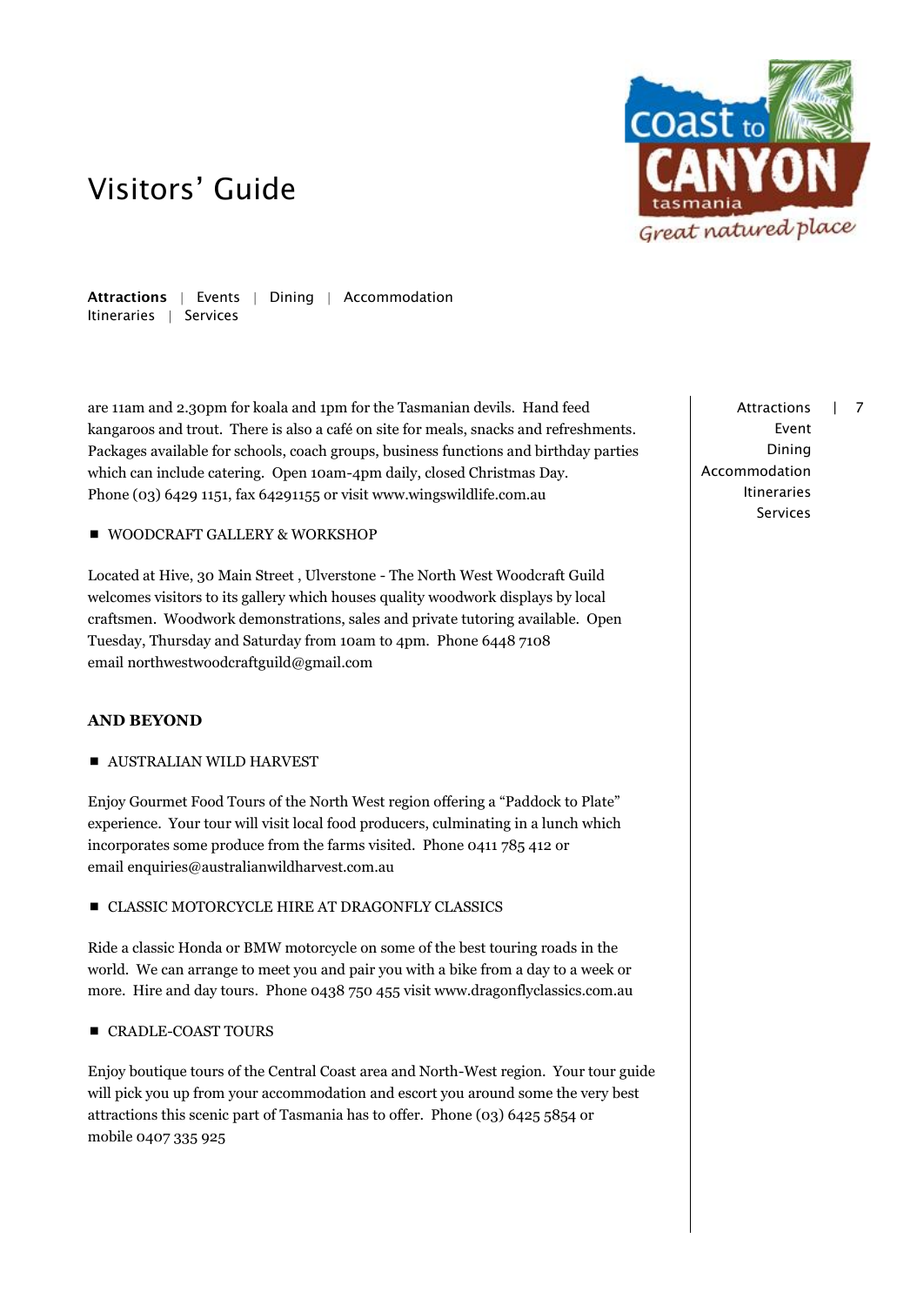are 11am and 2.30pm for koala and 1pm for the Tasmanian devils. Hand feed kangaroos and trout. There is also a café on site for meals, snacks and refreshments. Packages available for schools, coach groups, business functions and birthday parties which can include catering. Open 10am-4pm daily, closed Christmas Day. Phone (03) 6429 1151, fax 64291155 or visit www.wingswildlife.com.au

- WOODCRAFT GALLERY & WORKSHOP

Located at Hive, 30 Main Street , Ulverstone - The North West Woodcraft Guild welcomes visitors to its gallery which houses quality woodwork displays by local craftsmen. Woodwork demonstrations, sales and private tutoring available. Open Tuesday, Thursday and Saturday from 10am to 4pm. Phone 6448 7108 email northwestwoodcraftguild@gmail.com

## AND BEYOND

- AUSTRALIAN WILD HARVEST

Enjoy Gourmet Food Tours of the North West region offering a "Paddock to Plate" experience. Your tour will visit local food producers, culminating in a lunch which incorporates some produce from the farms visited. Phone 0411 785 412 or email enquiries@australianwildharvest.com.au

- CLASSIC MOTORCYCLE HIRE AT DRAGONFLY CLASSICS

Ride a classic Honda or BMW motorcycle on some of the best touring roads in the world. We can arrange to meet you and pair you with a bike from a day to a week or more. Hire and day tours. Phone 0438 750 455 visit www.dragonflyclassics.com.au

- CRADLE-COAST TOURS

Enjoy boutique tours of the Central Coast area and North-West region. Your tour guide will pick you up from your accommodation and escort you around some the very best attractions this scenic part of Tasmania has to offer. Phone (03) 6425 5854 or mobile 0407 335 925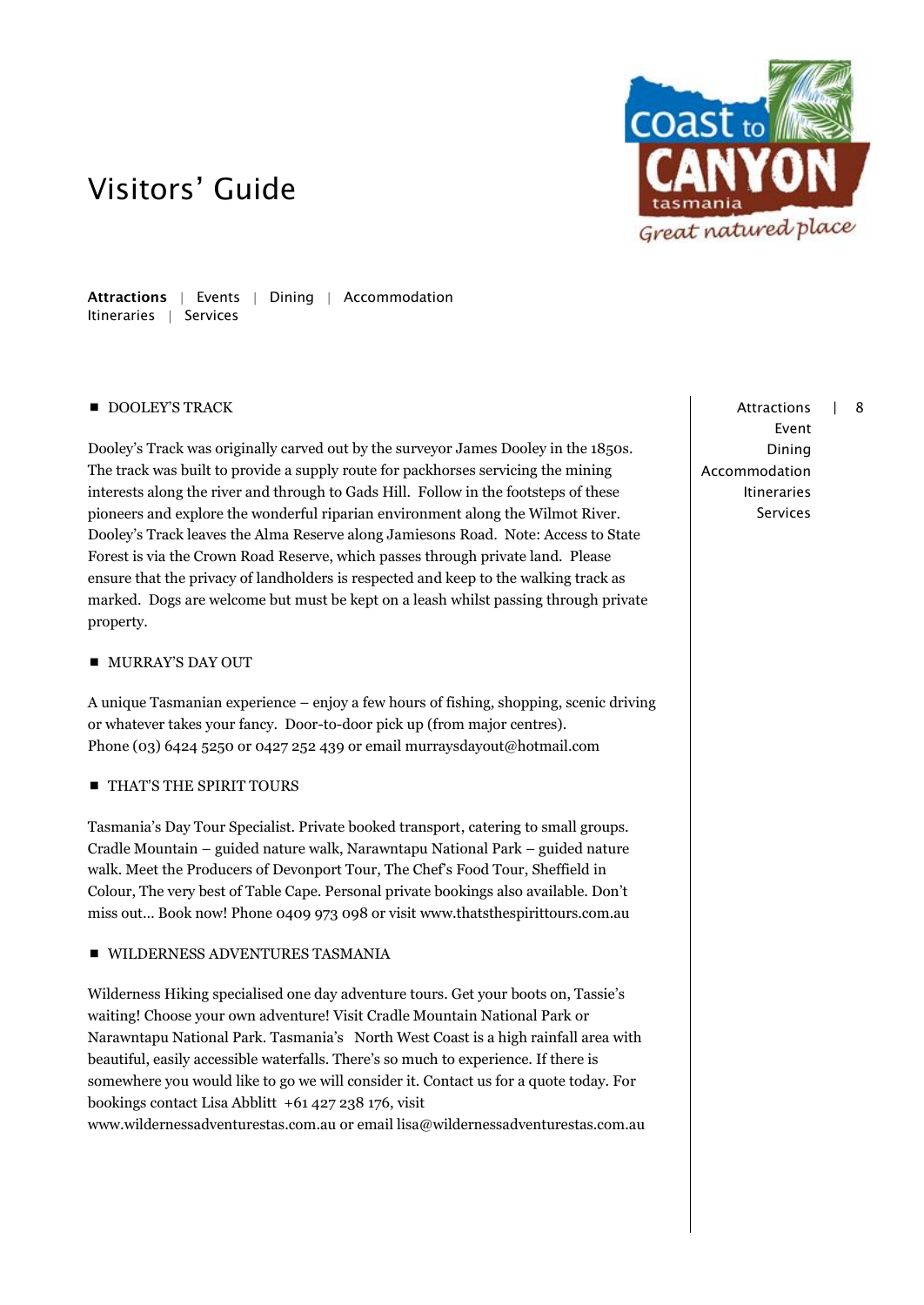# Visitors' Guide

**Attractions** | Events | Dining | Accommodation
Itineraries | Services

## ■ DOOLEY'S TRACK

Dooley's Track was originally carved out by the surveyor James Dooley in the 1850s. The track was built to provide a supply route for packhorses servicing the mining interests along the river and through to Gads Hill. Follow in the footsteps of these pioneers and explore the wonderful riparian environment along the Wilmot River. Dooley's Track leaves the Alma Reserve along Jamiesons Road. Note: Access to State Forest is via the Crown Road Reserve, which passes through private land. Please ensure that the privacy of landholders is respected and keep to the walking track as marked. Dogs are welcome but must be kept on a leash whilst passing through private property.

## ■ MURRAY'S DAY OUT

A unique Tasmanian experience – enjoy a few hours of fishing, shopping, scenic driving or whatever takes your fancy. Door-to-door pick up (from major centres). Phone (03) 6424 5250 or 0427 252 439 or email murraysdayout@hotmail.com

## ■ THAT'S THE SPIRIT TOURS

Tasmania's Day Tour Specialist. Private booked transport, catering to small groups. Cradle Mountain – guided nature walk, Narawntapu National Park – guided nature walk. Meet the Producers of Devonport Tour, The Chef's Food Tour, Sheffield in Colour, The very best of Table Cape. Personal private bookings also available. Don't miss out... Book now! Phone 0409 973 098 or visit www.thatsthespirittours.com.au

## ■ WILDERNESS ADVENTURES TASMANIA

Wilderness Hiking specialised one day adventure tours. Get your boots on, Tassie's waiting! Choose your own adventure! Visit Cradle Mountain National Park or Narawntapu National Park. Tasmania's North West Coast is a high rainfall area with beautiful, easily accessible waterfalls. There's so much to experience. If there is somewhere you would like to go we will consider it. Contact us for a quote today. For bookings contact Lisa Abblitt +61 427 238 176, visit www.wildernessadventurestas.com.au or email lisa@wildernessadventurestas.com.au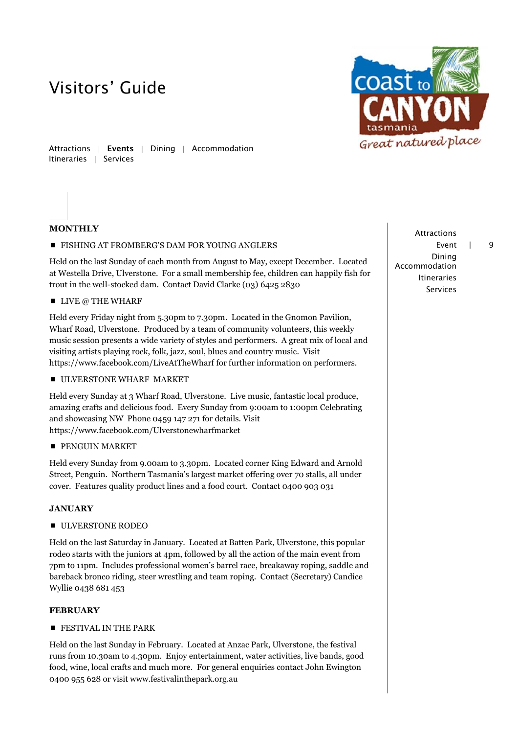# Visitors' Guide

Attractions | **Events** | Dining | Accommodation
Itineraries | Services

## MONTHLY

### FISHING AT FROMBERG'S DAM FOR YOUNG ANGLERS

Held on the last Sunday of each month from August to May, except December. Located at Westella Drive, Ulverstone. For a small membership fee, children can happily fish for trout in the well-stocked dam. Contact David Clarke (03) 6425 2830

### LIVE @ THE WHARF

Held every Friday night from 5.30pm to 7.30pm. Located in the Gnomon Pavilion, Wharf Road, Ulverstone. Produced by a team of community volunteers, this weekly music session presents a wide variety of styles and performers. A great mix of local and visiting artists playing rock, folk, jazz, soul, blues and country music. Visit https://www.facebook.com/LiveAtTheWharf for further information on performers.

### ULVERSTONE WHARF MARKET

Held every Sunday at 3 Wharf Road, Ulverstone. Live music, fantastic local produce, amazing crafts and delicious food. Every Sunday from 9:00am to 1:00pm Celebrating and showcasing NW Phone 0459 147 271 for details. Visit https://www.facebook.com/Ulverstonewharfmarket

### PENGUIN MARKET

Held every Sunday from 9.00am to 3.30pm. Located corner King Edward and Arnold Street, Penguin. Northern Tasmania's largest market offering over 70 stalls, all under cover. Features quality product lines and a food court. Contact 0400 903 031

## JANUARY

### ULVERSTONE RODEO

Held on the last Saturday in January. Located at Batten Park, Ulverstone, this popular rodeo starts with the juniors at 4pm, followed by all the action of the main event from 7pm to 11pm. Includes professional women's barrel race, breakaway roping, saddle and bareback bronco riding, steer wrestling and team roping. Contact (Secretary) Candice Wyllie 0438 681 453

## FEBRUARY

### FESTIVAL IN THE PARK

Held on the last Sunday in February. Located at Anzac Park, Ulverstone, the festival runs from 10.30am to 4.30pm. Enjoy entertainment, water activities, live bands, good food, wine, local crafts and much more. For general enquiries contact John Ewington 0400 955 628 or visit www.festivalinthepark.org.au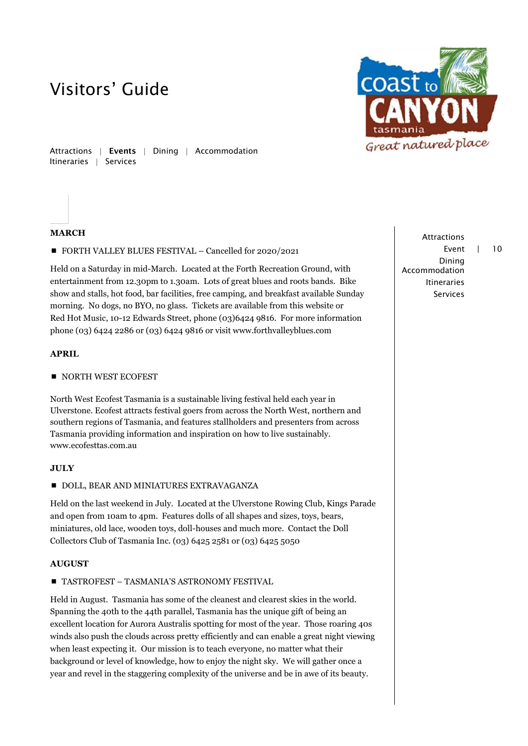# Visitors' Guide

Attractions | **Events** | Dining | Accommodation
Itineraries | Services

**MARCH**

- FORTH VALLEY BLUES FESTIVAL – Cancelled for 2020/2021

Held on a Saturday in mid-March. Located at the Forth Recreation Ground, with entertainment from 12.30pm to 1.30am. Lots of great blues and roots bands. Bike show and stalls, hot food, bar facilities, free camping, and breakfast available Sunday morning. No dogs, no BYO, no glass. Tickets are available from this website or Red Hot Music, 10-12 Edwards Street, phone (03)6424 9816. For more information phone (03) 6424 2286 or (03) 6424 9816 or visit www.forthvalleyblues.com

**APRIL**

- NORTH WEST ECOFEST

North West Ecofest Tasmania is a sustainable living festival held each year in Ulverstone. Ecofest attracts festival goers from across the North West, northern and southern regions of Tasmania, and features stallholders and presenters from across Tasmania providing information and inspiration on how to live sustainably. www.ecofesttas.com.au

**JULY**

- DOLL, BEAR AND MINIATURES EXTRAVAGANZA

Held on the last weekend in July. Located at the Ulverstone Rowing Club, Kings Parade and open from 10am to 4pm. Features dolls of all shapes and sizes, toys, bears, miniatures, old lace, wooden toys, doll-houses and much more. Contact the Doll Collectors Club of Tasmania Inc. (03) 6425 2581 or (03) 6425 5050

**AUGUST**

- TASTROFEST – TASMANIA'S ASTRONOMY FESTIVAL

Held in August. Tasmania has some of the cleanest and clearest skies in the world. Spanning the 40th to the 44th parallel, Tasmania has the unique gift of being an excellent location for Aurora Australis spotting for most of the year. Those roaring 40s winds also push the clouds across pretty efficiently and can enable a great night viewing when least expecting it. Our mission is to teach everyone, no matter what their background or level of knowledge, how to enjoy the night sky. We will gather once a year and revel in the staggering complexity of the universe and be in awe of its beauty.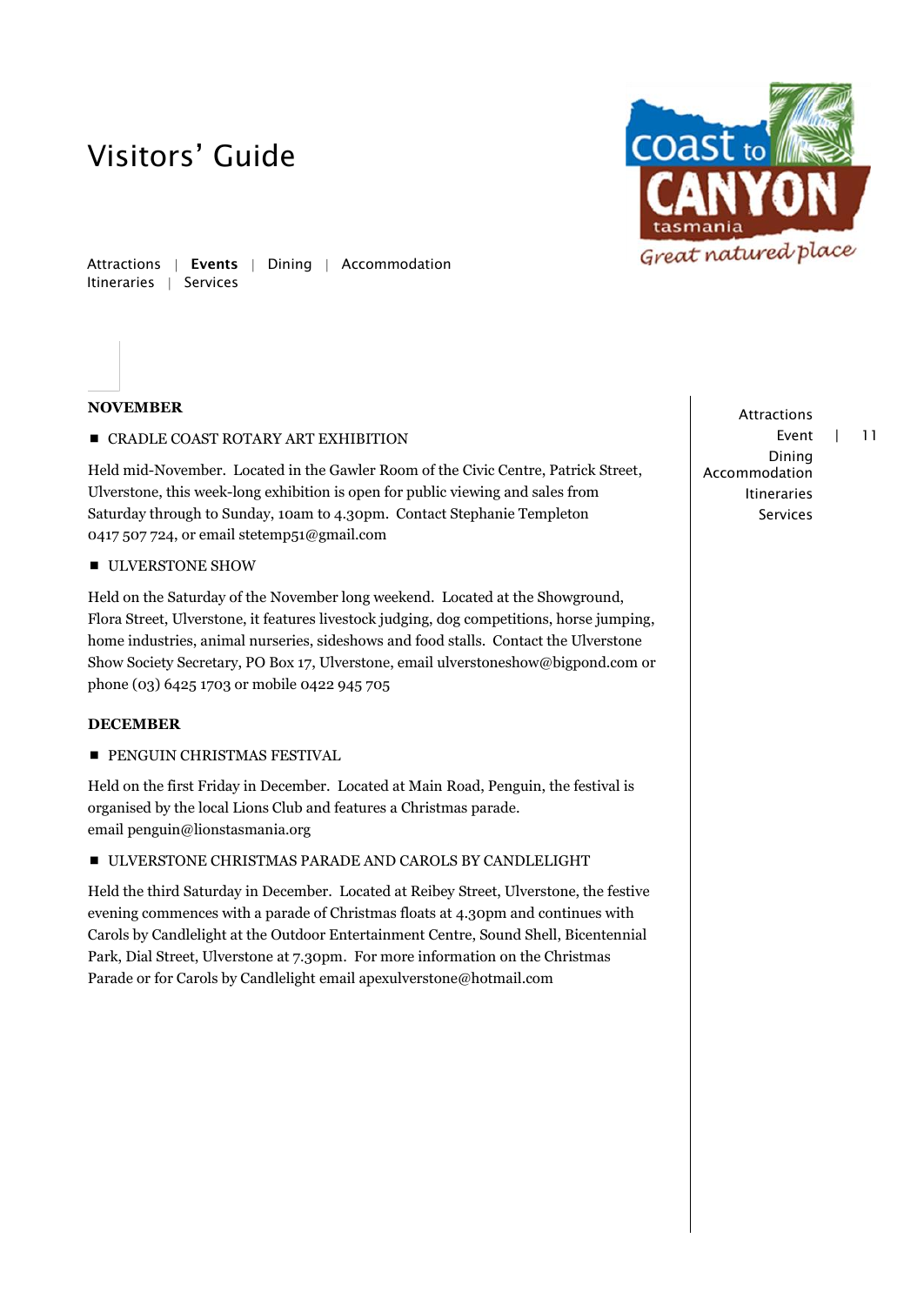## NOVEMBER

- CRADLE COAST ROTARY ART EXHIBITION

Held mid-November. Located in the Gawler Room of the Civic Centre, Patrick Street, Ulverstone, this week-long exhibition is open for public viewing and sales from Saturday through to Sunday, 10am to 4.30pm. Contact Stephanie Templeton 0417 507 724, or email stetemp51@gmail.com

- ULVERSTONE SHOW

Held on the Saturday of the November long weekend. Located at the Showground, Flora Street, Ulverstone, it features livestock judging, dog competitions, horse jumping, home industries, animal nurseries, sideshows and food stalls. Contact the Ulverstone Show Society Secretary, PO Box 17, Ulverstone, email ulverstoneshow@bigpond.com or phone (03) 6425 1703 or mobile 0422 945 705

## DECEMBER

- PENGUIN CHRISTMAS FESTIVAL

Held on the first Friday in December. Located at Main Road, Penguin, the festival is organised by the local Lions Club and features a Christmas parade.
email penguin@lionstasmania.org

- ULVERSTONE CHRISTMAS PARADE AND CAROLS BY CANDLELIGHT

Held the third Saturday in December. Located at Reibey Street, Ulverstone, the festive evening commences with a parade of Christmas floats at 4.30pm and continues with Carols by Candlelight at the Outdoor Entertainment Centre, Sound Shell, Bicentennial Park, Dial Street, Ulverstone at 7.30pm. For more information on the Christmas Parade or for Carols by Candlelight email apexulverstone@hotmail.com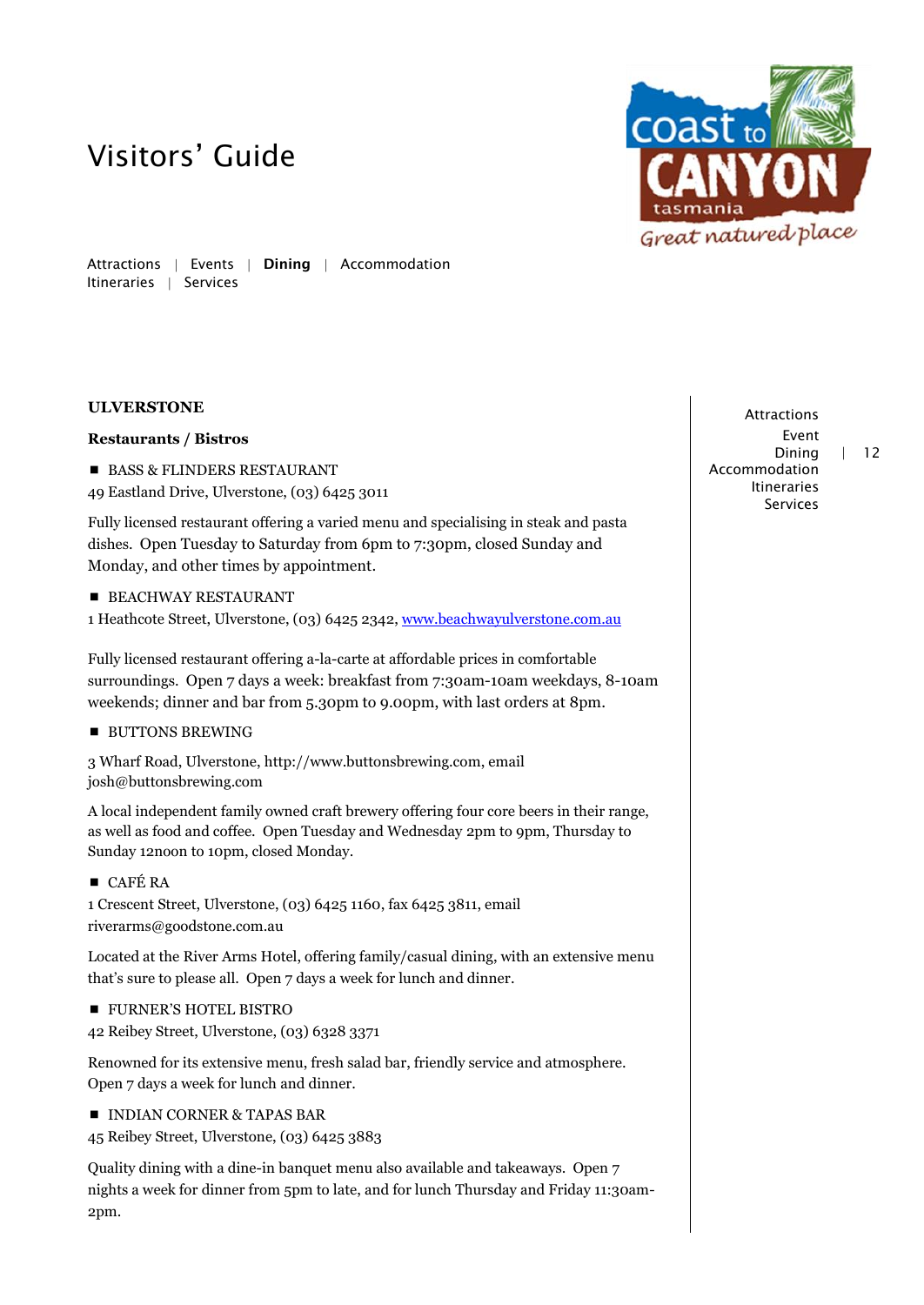# Visitors' Guide

Attractions | Events | **Dining** | Accommodation
Itineraries | Services

## ULVERSTONE

### Restaurants / Bistros

- BASS & FLINDERS RESTAURANT

49 Eastland Drive, Ulverstone, (03) 6425 3011

Fully licensed restaurant offering a varied menu and specialising in steak and pasta dishes. Open Tuesday to Saturday from 6pm to 7:30pm, closed Sunday and Monday, and other times by appointment.

- BEACHWAY RESTAURANT

1 Heathcote Street, Ulverstone, (03) 6425 2342, [www.beachwayulverstone.com.au](http://www.beachwayulverstone.com.au)

Fully licensed restaurant offering a-la-carte at affordable prices in comfortable surroundings. Open 7 days a week: breakfast from 7:30am-10am weekdays, 8-10am weekends; dinner and bar from 5.30pm to 9.00pm, with last orders at 8pm.

- BUTTONS BREWING

3 Wharf Road, Ulverstone, http://www.buttonsbrewing.com, email josh@buttonsbrewing.com

A local independent family owned craft brewery offering four core beers in their range, as well as food and coffee. Open Tuesday and Wednesday 2pm to 9pm, Thursday to Sunday 12noon to 10pm, closed Monday.

- CAFÉ RA

1 Crescent Street, Ulverstone, (03) 6425 1160, fax 6425 3811, email riverarms@goodstone.com.au

Located at the River Arms Hotel, offering family/casual dining, with an extensive menu that's sure to please all. Open 7 days a week for lunch and dinner.

- FURNER'S HOTEL BISTRO

42 Reibey Street, Ulverstone, (03) 6328 3371

Renowned for its extensive menu, fresh salad bar, friendly service and atmosphere. Open 7 days a week for lunch and dinner.

- INDIAN CORNER & TAPAS BAR

45 Reibey Street, Ulverstone, (03) 6425 3883

Quality dining with a dine-in banquet menu also available and takeaways. Open 7 nights a week for dinner from 5pm to late, and for lunch Thursday and Friday 11:30am-2pm.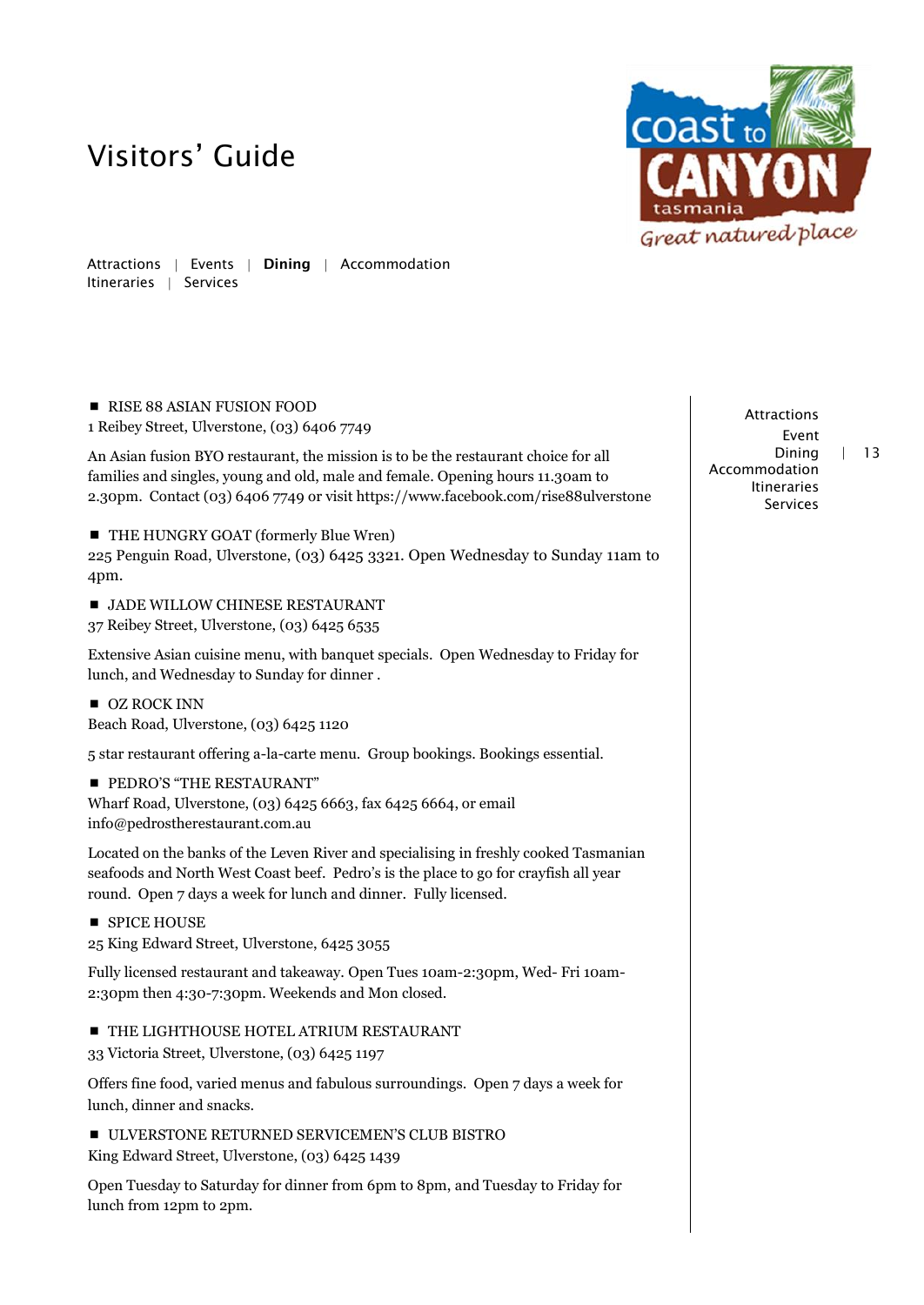# Visitors' Guide

Attractions | Events | **Dining** | Accommodation
Itineraries | Services

■ RISE 88 ASIAN FUSION FOOD
1 Reibey Street, Ulverstone, (03) 6406 7749

An Asian fusion BYO restaurant, the mission is to be the restaurant choice for all families and singles, young and old, male and female. Opening hours 11.30am to 2.30pm. Contact (03) 6406 7749 or visit https://www.facebook.com/rise88ulverstone

■ THE HUNGRY GOAT (formerly Blue Wren)
225 Penguin Road, Ulverstone, (03) 6425 3321. Open Wednesday to Sunday 11am to 4pm.

■ JADE WILLOW CHINESE RESTAURANT
37 Reibey Street, Ulverstone, (03) 6425 6535

Extensive Asian cuisine menu, with banquet specials. Open Wednesday to Friday for lunch, and Wednesday to Sunday for dinner .

■ OZ ROCK INN
Beach Road, Ulverstone, (03) 6425 1120

5 star restaurant offering a-la-carte menu. Group bookings. Bookings essential.

■ PEDRO'S "THE RESTAURANT"
Wharf Road, Ulverstone, (03) 6425 6663, fax 6425 6664, or email info@pedrostherestaurant.com.au

Located on the banks of the Leven River and specialising in freshly cooked Tasmanian seafoods and North West Coast beef. Pedro's is the place to go for crayfish all year round. Open 7 days a week for lunch and dinner. Fully licensed.

■ SPICE HOUSE
25 King Edward Street, Ulverstone, 6425 3055

Fully licensed restaurant and takeaway. Open Tues 10am-2:30pm, Wed- Fri 10am-2:30pm then 4:30-7:30pm. Weekends and Mon closed.

■ THE LIGHTHOUSE HOTEL ATRIUM RESTAURANT
33 Victoria Street, Ulverstone, (03) 6425 1197

Offers fine food, varied menus and fabulous surroundings. Open 7 days a week for lunch, dinner and snacks.

■ ULVERSTONE RETURNED SERVICEMEN'S CLUB BISTRO
King Edward Street, Ulverstone, (03) 6425 1439

Open Tuesday to Saturday for dinner from 6pm to 8pm, and Tuesday to Friday for lunch from 12pm to 2pm.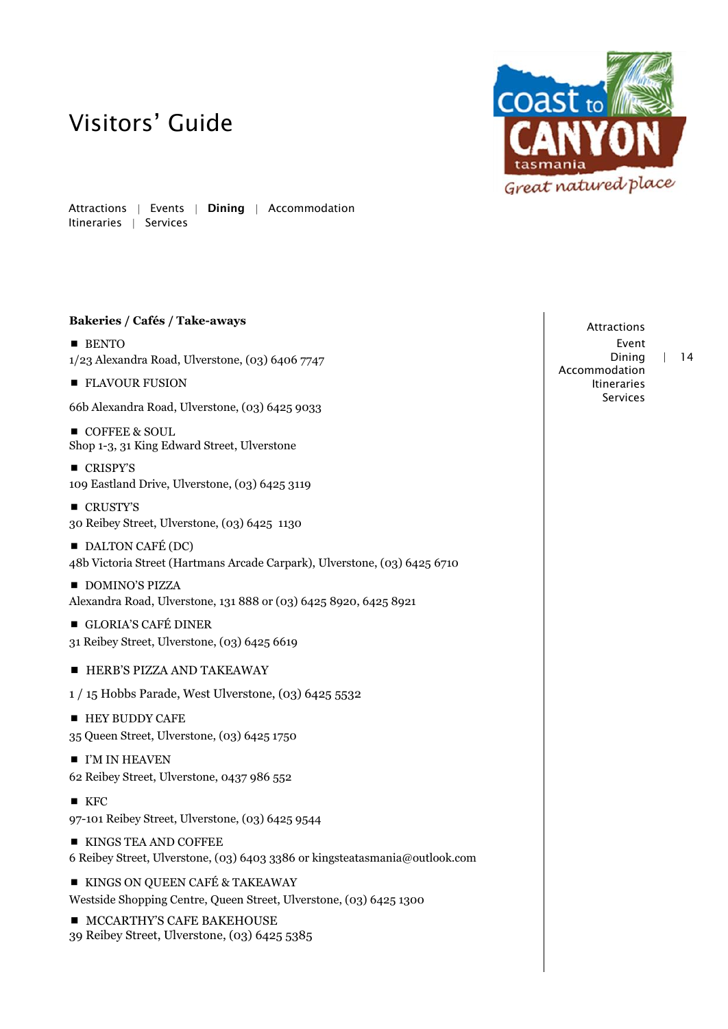# Visitors' Guide

Attractions | Events | **Dining** | Accommodation
Itineraries | Services

**Bakeries / Cafés / Take-aways**

- BENTO
1/23 Alexandra Road, Ulverstone, (03) 6406 7747

- FLAVOUR FUSION
66b Alexandra Road, Ulverstone, (03) 6425 9033

- COFFEE & SOUL
Shop 1-3, 31 King Edward Street, Ulverstone

- CRISPY'S
109 Eastland Drive, Ulverstone, (03) 6425 3119

- CRUSTY'S
30 Reibey Street, Ulverstone, (03) 6425 1130

- DALTON CAFÉ (DC)
48b Victoria Street (Hartmans Arcade Carpark), Ulverstone, (03) 6425 6710

- DOMINO'S PIZZA
Alexandra Road, Ulverstone, 131 888 or (03) 6425 8920, 6425 8921

- GLORIA'S CAFÉ DINER
31 Reibey Street, Ulverstone, (03) 6425 6619

- HERB'S PIZZA AND TAKEAWAY
1 / 15 Hobbs Parade, West Ulverstone, (03) 6425 5532

- HEY BUDDY CAFE
35 Queen Street, Ulverstone, (03) 6425 1750

- I'M IN HEAVEN
62 Reibey Street, Ulverstone, 0437 986 552

- KFC
97-101 Reibey Street, Ulverstone, (03) 6425 9544

- KINGS TEA AND COFFEE
6 Reibey Street, Ulverstone, (03) 6403 3386 or kingsteatasmania@outlook.com

- KINGS ON QUEEN CAFÉ & TAKEAWAY
Westside Shopping Centre, Queen Street, Ulverstone, (03) 6425 1300

- MCCARTHY'S CAFE BAKEHOUSE
39 Reibey Street, Ulverstone, (03) 6425 5385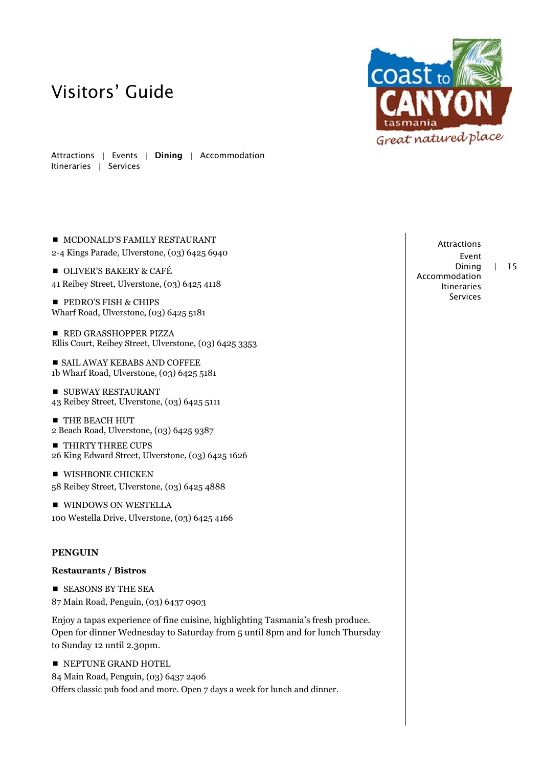■ MCDONALD'S FAMILY RESTAURANT
2-4 Kings Parade, Ulverstone, (03) 6425 6940

■ OLIVER'S BAKERY & CAFÉ
41 Reibey Street, Ulverstone, (03) 6425 4118

■ PEDRO'S FISH & CHIPS
Wharf Road, Ulverstone, (03) 6425 5181

■ RED GRASSHOPPER PIZZA
Ellis Court, Reibey Street, Ulverstone, (03) 6425 3353

■ SAIL AWAY KEBABS AND COFFEE
1b Wharf Road, Ulverstone, (03) 6425 5181

■ SUBWAY RESTAURANT
43 Reibey Street, Ulverstone, (03) 6425 5111

■ THE BEACH HUT
2 Beach Road, Ulverstone, (03) 6425 9387

■ THIRTY THREE CUPS
26 King Edward Street, Ulverstone, (03) 6425 1626

■ WISHBONE CHICKEN
58 Reibey Street, Ulverstone, (03) 6425 4888

■ WINDOWS ON WESTELLA
100 Westella Drive, Ulverstone, (03) 6425 4166

## PENGUIN

### Restaurants / Bistros

■ SEASONS BY THE SEA
87 Main Road, Penguin, (03) 6437 0903

Enjoy a tapas experience of fine cuisine, highlighting Tasmania's fresh produce. Open for dinner Wednesday to Saturday from 5 until 8pm and for lunch Thursday to Sunday 12 until 2.30pm.

■ NEPTUNE GRAND HOTEL
84 Main Road, Penguin, (03) 6437 2406
Offers classic pub food and more. Open 7 days a week for lunch and dinner.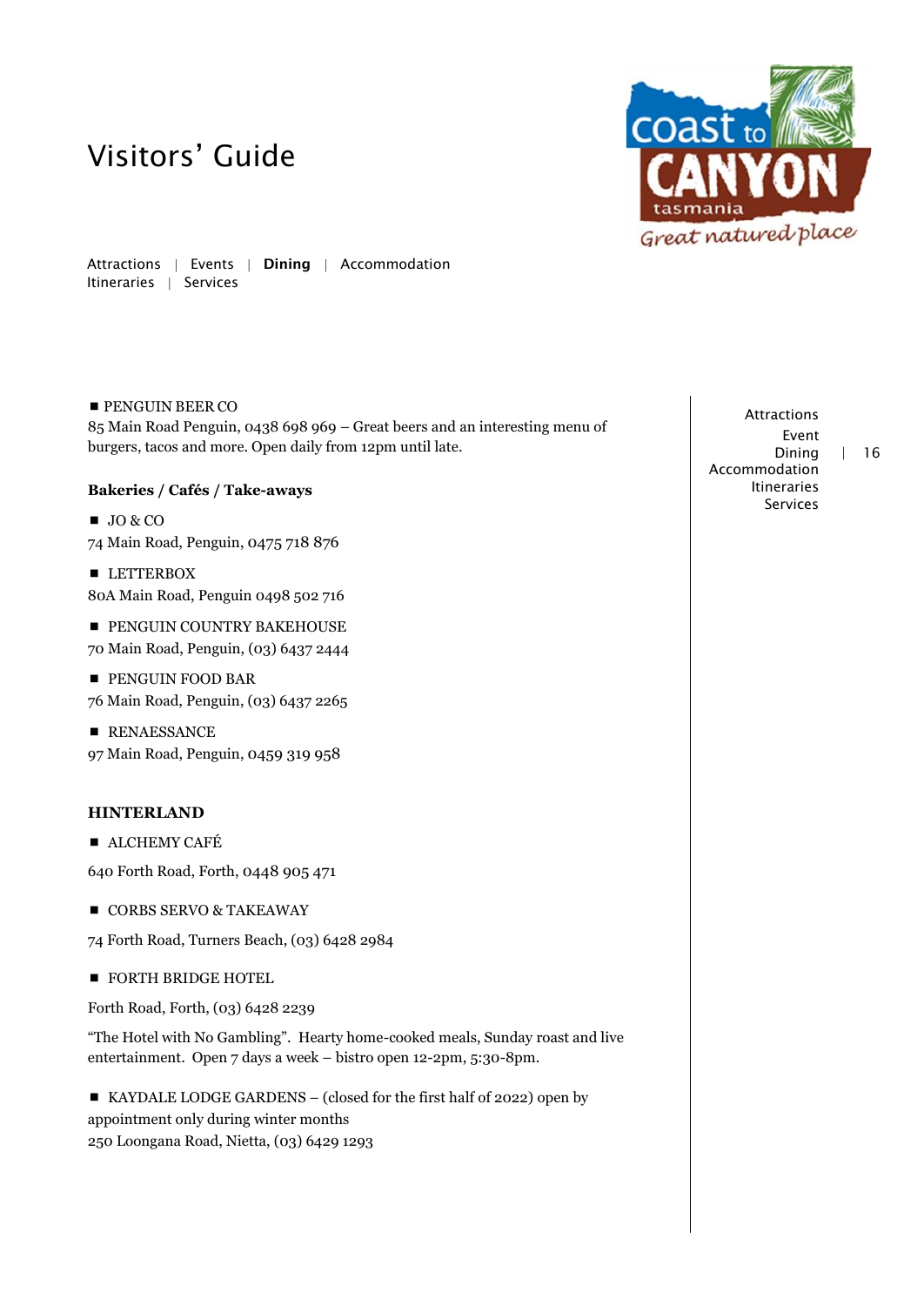# Visitors' Guide

Attractions | Events | **Dining** | Accommodation
Itineraries | Services

■ PENGUIN BEER CO
85 Main Road Penguin, 0438 698 969 – Great beers and an interesting menu of burgers, tacos and more. Open daily from 12pm until late.

**Bakeries / Cafés / Take-aways**

■ JO & CO
74 Main Road, Penguin, 0475 718 876

■ LETTERBOX
80A Main Road, Penguin 0498 502 716

■ PENGUIN COUNTRY BAKEHOUSE
70 Main Road, Penguin, (03) 6437 2444

■ PENGUIN FOOD BAR
76 Main Road, Penguin, (03) 6437 2265

■ RENAESSANCE
97 Main Road, Penguin, 0459 319 958

**HINTERLAND**

■ ALCHEMY CAFÉ
640 Forth Road, Forth, 0448 905 471

■ CORBS SERVO & TAKEAWAY
74 Forth Road, Turners Beach, (03) 6428 2984

■ FORTH BRIDGE HOTEL
Forth Road, Forth, (03) 6428 2239

"The Hotel with No Gambling". Hearty home-cooked meals, Sunday roast and live entertainment. Open 7 days a week – bistro open 12-2pm, 5:30-8pm.

■ KAYDALE LODGE GARDENS – (closed for the first half of 2022) open by appointment only during winter months
250 Loongana Road, Nietta, (03) 6429 1293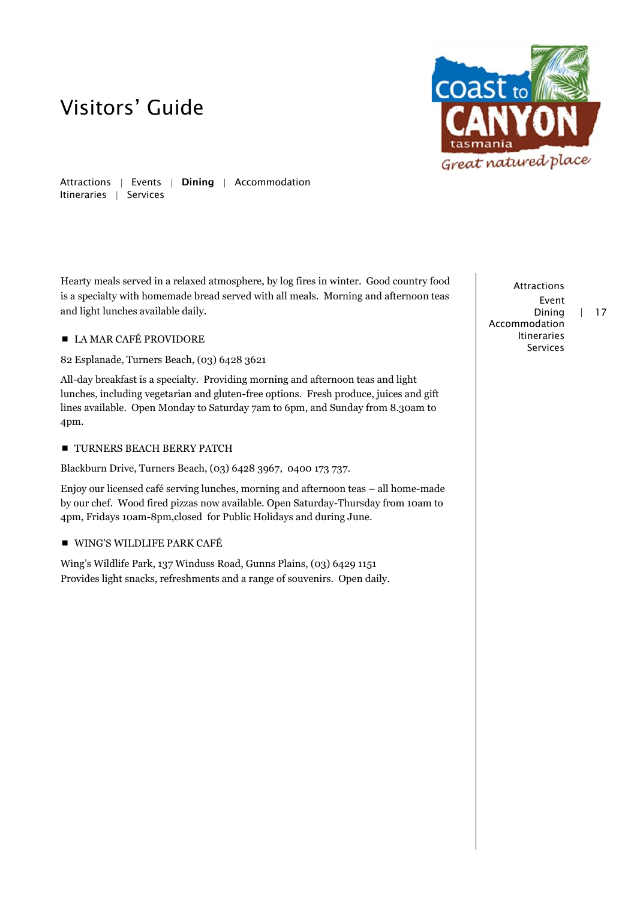Hearty meals served in a relaxed atmosphere, by log fires in winter. Good country food is a specialty with homemade bread served with all meals. Morning and afternoon teas and light lunches available daily.

- LA MAR CAFÉ PROVIDORE

82 Esplanade, Turners Beach, (03) 6428 3621

All-day breakfast is a specialty. Providing morning and afternoon teas and light lunches, including vegetarian and gluten-free options. Fresh produce, juices and gift lines available. Open Monday to Saturday 7am to 6pm, and Sunday from 8.30am to 4pm.

- TURNERS BEACH BERRY PATCH

Blackburn Drive, Turners Beach, (03) 6428 3967, 0400 173 737.

Enjoy our licensed café serving lunches, morning and afternoon teas – all home-made by our chef. Wood fired pizzas now available. Open Saturday-Thursday from 10am to 4pm, Fridays 10am-8pm,closed for Public Holidays and during June.

- WING'S WILDLIFE PARK CAFÉ

Wing's Wildlife Park, 137 Winduss Road, Gunns Plains, (03) 6429 1151
Provides light snacks, refreshments and a range of souvenirs. Open daily.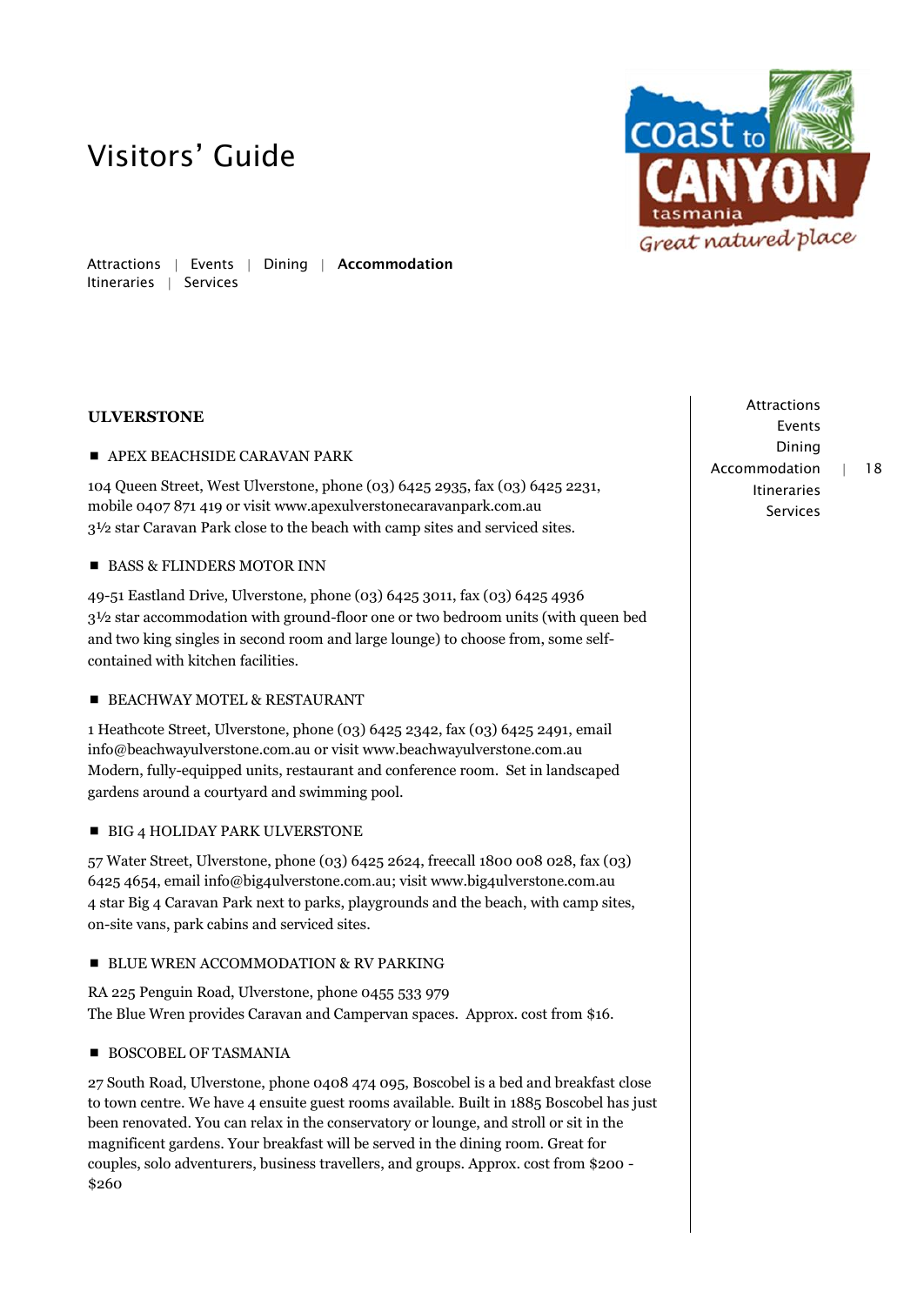# Visitors' Guide

Attractions | Events | Dining | **Accommodation**
Itineraries | Services

## ULVERSTONE

### ■ APEX BEACHSIDE CARAVAN PARK

104 Queen Street, West Ulverstone, phone (03) 6425 2935, fax (03) 6425 2231, mobile 0407 871 419 or visit www.apexulverstonecaravanpark.com.au
3½ star Caravan Park close to the beach with camp sites and serviced sites.

### ■ BASS & FLINDERS MOTOR INN

49-51 Eastland Drive, Ulverstone, phone (03) 6425 3011, fax (03) 6425 4936
3½ star accommodation with ground-floor one or two bedroom units (with queen bed and two king singles in second room and large lounge) to choose from, some self-contained with kitchen facilities.

### ■ BEACHWAY MOTEL & RESTAURANT

1 Heathcote Street, Ulverstone, phone (03) 6425 2342, fax (03) 6425 2491, email info@beachwayulverstone.com.au or visit www.beachwayulverstone.com.au
Modern, fully-equipped units, restaurant and conference room. Set in landscaped gardens around a courtyard and swimming pool.

### ■ BIG 4 HOLIDAY PARK ULVERSTONE

57 Water Street, Ulverstone, phone (03) 6425 2624, freecall 1800 008 028, fax (03) 6425 4654, email info@big4ulverstone.com.au; visit www.big4ulverstone.com.au
4 star Big 4 Caravan Park next to parks, playgrounds and the beach, with camp sites, on-site vans, park cabins and serviced sites.

### ■ BLUE WREN ACCOMMODATION & RV PARKING

RA 225 Penguin Road, Ulverstone, phone 0455 533 979
The Blue Wren provides Caravan and Campervan spaces. Approx. cost from $16.

### ■ BOSCOBEL OF TASMANIA

27 South Road, Ulverstone, phone 0408 474 095, Boscobel is a bed and breakfast close to town centre. We have 4 ensuite guest rooms available. Built in 1885 Boscobel has just been renovated. You can relax in the conservatory or lounge, and stroll or sit in the magnificent gardens. Your breakfast will be served in the dining room. Great for couples, solo adventurers, business travellers, and groups. Approx. cost from $200 - $260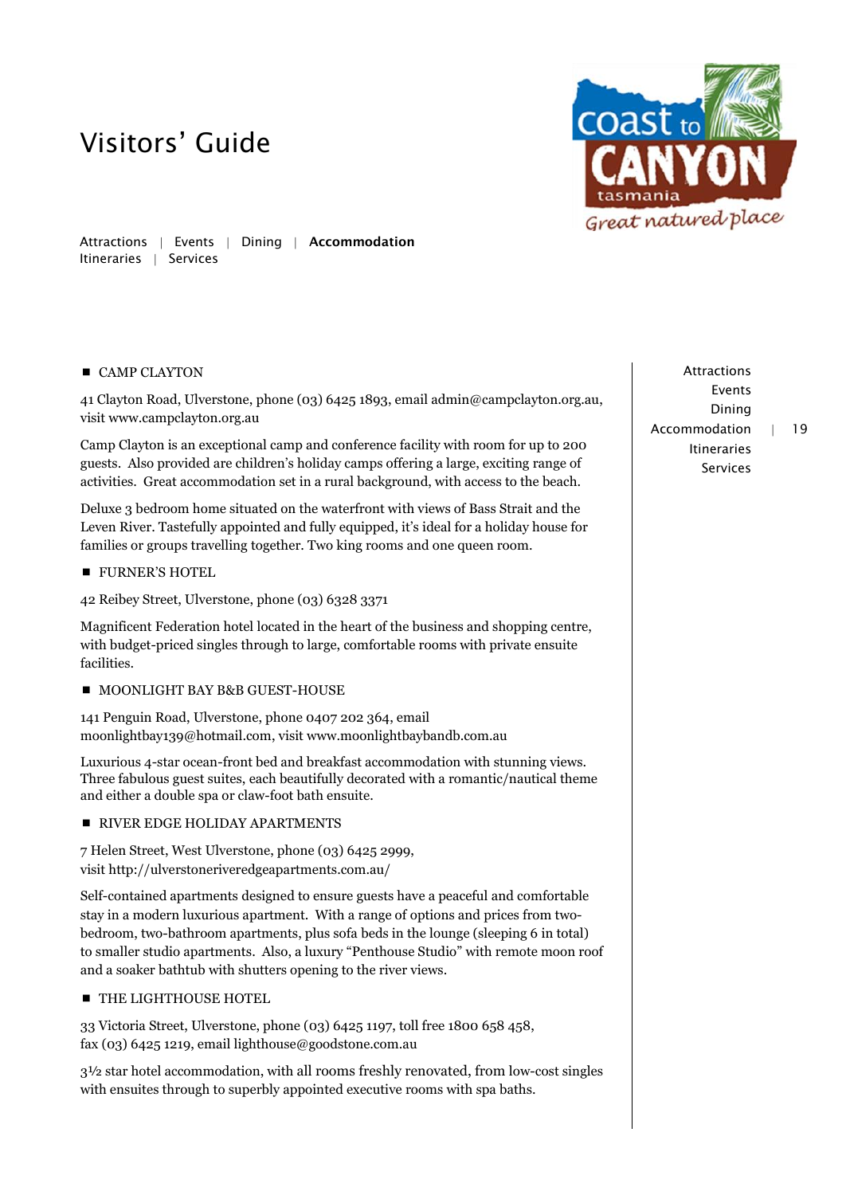# Visitors' Guide

Attractions | Events | Dining | **Accommodation**
Itineraries | Services

- CAMP CLAYTON

41 Clayton Road, Ulverstone, phone (03) 6425 1893, email admin@campclayton.org.au, visit www.campclayton.org.au

Camp Clayton is an exceptional camp and conference facility with room for up to 200 guests. Also provided are children's holiday camps offering a large, exciting range of activities. Great accommodation set in a rural background, with access to the beach.

Deluxe 3 bedroom home situated on the waterfront with views of Bass Strait and the Leven River. Tastefully appointed and fully equipped, it's ideal for a holiday house for families or groups travelling together. Two king rooms and one queen room.

- FURNER'S HOTEL

42 Reibey Street, Ulverstone, phone (03) 6328 3371

Magnificent Federation hotel located in the heart of the business and shopping centre, with budget-priced singles through to large, comfortable rooms with private ensuite facilities.

- MOONLIGHT BAY B&B GUEST-HOUSE

141 Penguin Road, Ulverstone, phone 0407 202 364, email moonlightbay139@hotmail.com, visit www.moonlightbaybandb.com.au

Luxurious 4-star ocean-front bed and breakfast accommodation with stunning views. Three fabulous guest suites, each beautifully decorated with a romantic/nautical theme and either a double spa or claw-foot bath ensuite.

- RIVER EDGE HOLIDAY APARTMENTS

7 Helen Street, West Ulverstone, phone (03) 6425 2999, visit http://ulverstoneriveredgeapartments.com.au/

Self-contained apartments designed to ensure guests have a peaceful and comfortable stay in a modern luxurious apartment. With a range of options and prices from two-bedroom, two-bathroom apartments, plus sofa beds in the lounge (sleeping 6 in total) to smaller studio apartments. Also, a luxury "Penthouse Studio" with remote moon roof and a soaker bathtub with shutters opening to the river views.

- THE LIGHTHOUSE HOTEL

33 Victoria Street, Ulverstone, phone (03) 6425 1197, toll free 1800 658 458, fax (03) 6425 1219, email lighthouse@goodstone.com.au

3½ star hotel accommodation, with all rooms freshly renovated, from low-cost singles with ensuites through to superbly appointed executive rooms with spa baths.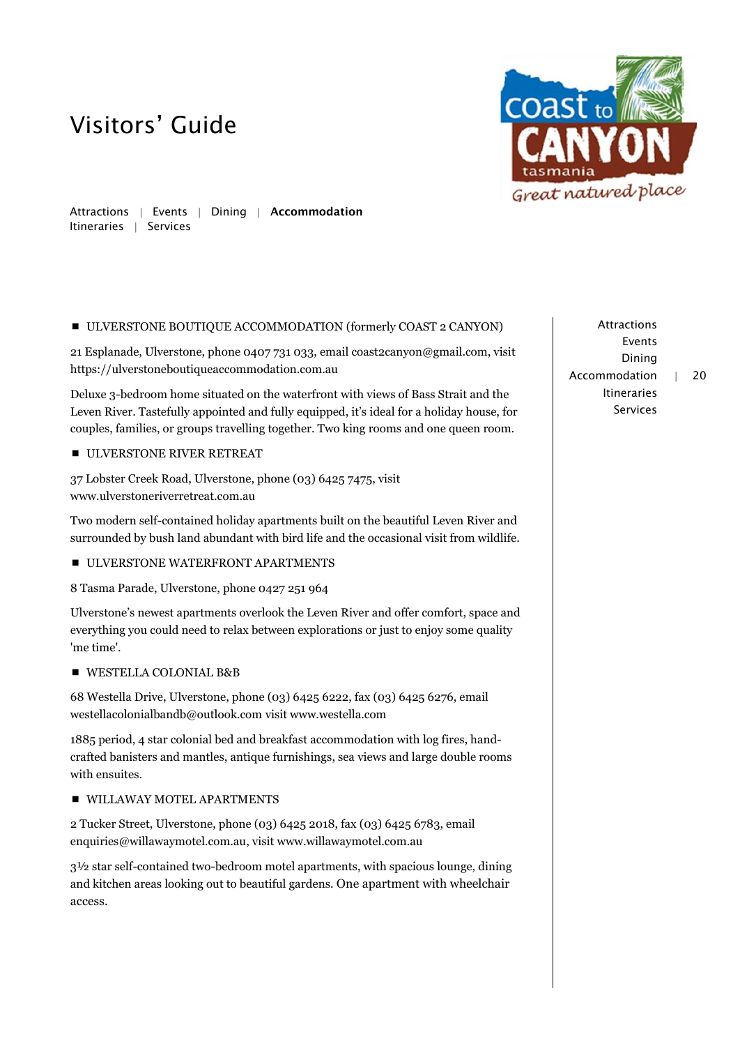# Visitors' Guide

Attractions | Events | Dining | **Accommodation**
Itineraries | Services

- ULVERSTONE BOUTIQUE ACCOMMODATION (formerly COAST 2 CANYON)

21 Esplanade, Ulverstone, phone 0407 731 033, email coast2canyon@gmail.com, visit https://ulverstoneboutiqueaccommodation.com.au

Deluxe 3-bedroom home situated on the waterfront with views of Bass Strait and the Leven River. Tastefully appointed and fully equipped, it's ideal for a holiday house, for couples, families, or groups travelling together. Two king rooms and one queen room.

- ULVERSTONE RIVER RETREAT

37 Lobster Creek Road, Ulverstone, phone (03) 6425 7475, visit www.ulverstoneriverretreat.com.au

Two modern self-contained holiday apartments built on the beautiful Leven River and surrounded by bush land abundant with bird life and the occasional visit from wildlife.

- ULVERSTONE WATERFRONT APARTMENTS

8 Tasma Parade, Ulverstone, phone 0427 251 964

Ulverstone's newest apartments overlook the Leven River and offer comfort, space and everything you could need to relax between explorations or just to enjoy some quality 'me time'.

- WESTELLA COLONIAL B&B

68 Westella Drive, Ulverstone, phone (03) 6425 6222, fax (03) 6425 6276, email westellacolonialbandb@outlook.com visit www.westella.com

1885 period, 4 star colonial bed and breakfast accommodation with log fires, hand-crafted banisters and mantles, antique furnishings, sea views and large double rooms with ensuites.

- WILLAWAY MOTEL APARTMENTS

2 Tucker Street, Ulverstone, phone (03) 6425 2018, fax (03) 6425 6783, email enquiries@willawaymotel.com.au, visit www.willawaymotel.com.au

3½ star self-contained two-bedroom motel apartments, with spacious lounge, dining and kitchen areas looking out to beautiful gardens. One apartment with wheelchair access.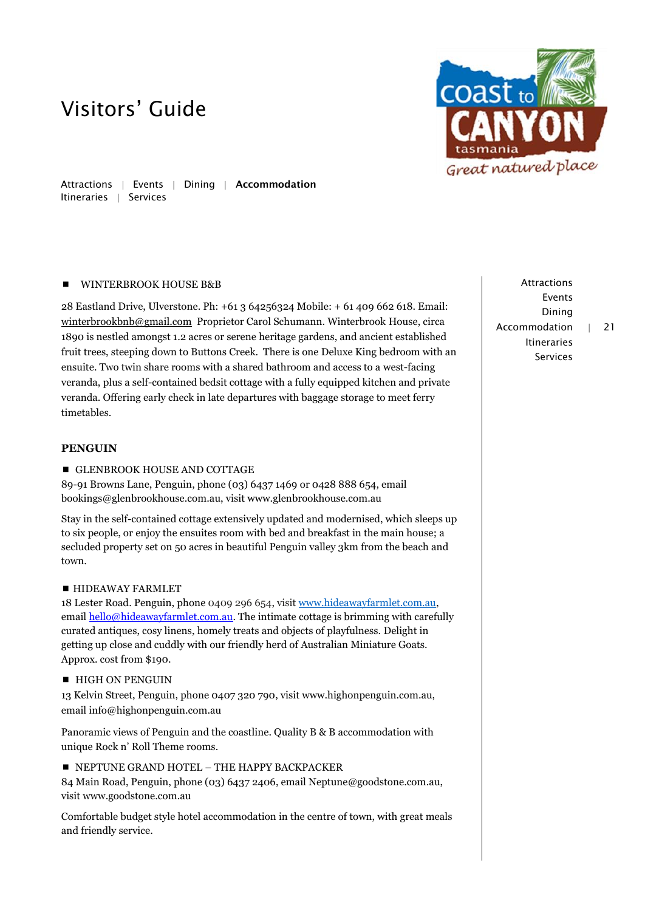# Visitors' Guide

Attractions | Events | Dining | **Accommodation**
Itineraries | Services

- WINTERBROOK HOUSE B&B

28 Eastland Drive, Ulverstone. Ph: +61 3 64256324 Mobile: + 61 409 662 618. Email: winterbrookbnb@gmail.com Proprietor Carol Schumann. Winterbrook House, circa 1890 is nestled amongst 1.2 acres or serene heritage gardens, and ancient established fruit trees, steeping down to Buttons Creek. There is one Deluxe King bedroom with an ensuite. Two twin share rooms with a shared bathroom and access to a west-facing veranda, plus a self-contained bedsit cottage with a fully equipped kitchen and private veranda. Offering early check in late departures with baggage storage to meet ferry timetables.

## PENGUIN

- GLENBROOK HOUSE AND COTTAGE

89-91 Browns Lane, Penguin, phone (03) 6437 1469 or 0428 888 654, email bookings@glenbrookhouse.com.au, visit www.glenbrookhouse.com.au

Stay in the self-contained cottage extensively updated and modernised, which sleeps up to six people, or enjoy the ensuites room with bed and breakfast in the main house; a secluded property set on 50 acres in beautiful Penguin valley 3km from the beach and town.

- HIDEAWAY FARMLET

18 Lester Road. Penguin, phone 0409 296 654, visit www.hideawayfarmlet.com.au, email hello@hideawayfarmlet.com.au. The intimate cottage is brimming with carefully curated antiques, cosy linens, homely treats and objects of playfulness. Delight in getting up close and cuddly with our friendly herd of Australian Miniature Goats. Approx. cost from $190.

- HIGH ON PENGUIN

13 Kelvin Street, Penguin, phone 0407 320 790, visit www.highonpenguin.com.au, email info@highonpenguin.com.au

Panoramic views of Penguin and the coastline. Quality B & B accommodation with unique Rock n' Roll Theme rooms.

- NEPTUNE GRAND HOTEL – THE HAPPY BACKPACKER

84 Main Road, Penguin, phone (03) 6437 2406, email Neptune@goodstone.com.au, visit www.goodstone.com.au

Comfortable budget style hotel accommodation in the centre of town, with great meals and friendly service.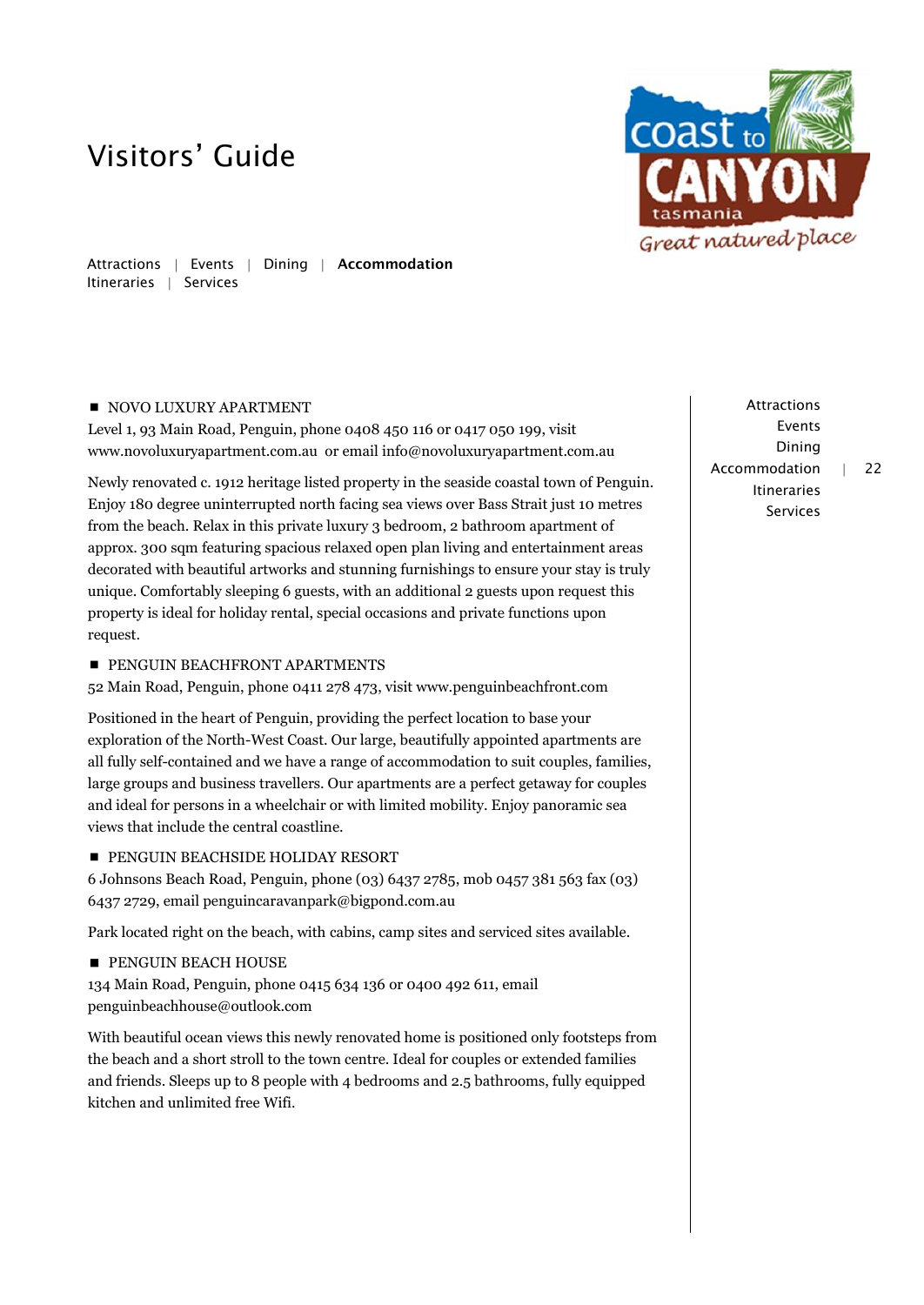# Visitors' Guide

Attractions | Events | Dining | **Accommodation**
Itineraries | Services

■ NOVO LUXURY APARTMENT
Level 1, 93 Main Road, Penguin, phone 0408 450 116 or 0417 050 199, visit www.novoluxuryapartment.com.au or email info@novoluxuryapartment.com.au

Newly renovated c. 1912 heritage listed property in the seaside coastal town of Penguin. Enjoy 180 degree uninterrupted north facing sea views over Bass Strait just 10 metres from the beach. Relax in this private luxury 3 bedroom, 2 bathroom apartment of approx. 300 sqm featuring spacious relaxed open plan living and entertainment areas decorated with beautiful artworks and stunning furnishings to ensure your stay is truly unique. Comfortably sleeping 6 guests, with an additional 2 guests upon request this property is ideal for holiday rental, special occasions and private functions upon request.

■ PENGUIN BEACHFRONT APARTMENTS
52 Main Road, Penguin, phone 0411 278 473, visit www.penguinbeachfront.com

Positioned in the heart of Penguin, providing the perfect location to base your exploration of the North-West Coast. Our large, beautifully appointed apartments are all fully self-contained and we have a range of accommodation to suit couples, families, large groups and business travellers. Our apartments are a perfect getaway for couples and ideal for persons in a wheelchair or with limited mobility. Enjoy panoramic sea views that include the central coastline.

■ PENGUIN BEACHSIDE HOLIDAY RESORT
6 Johnsons Beach Road, Penguin, phone (03) 6437 2785, mob 0457 381 563 fax (03) 6437 2729, email penguincaravanpark@bigpond.com.au

Park located right on the beach, with cabins, camp sites and serviced sites available.

■ PENGUIN BEACH HOUSE
134 Main Road, Penguin, phone 0415 634 136 or 0400 492 611, email penguinbeachhouse@outlook.com

With beautiful ocean views this newly renovated home is positioned only footsteps from the beach and a short stroll to the town centre. Ideal for couples or extended families and friends. Sleeps up to 8 people with 4 bedrooms and 2.5 bathrooms, fully equipped kitchen and unlimited free Wifi.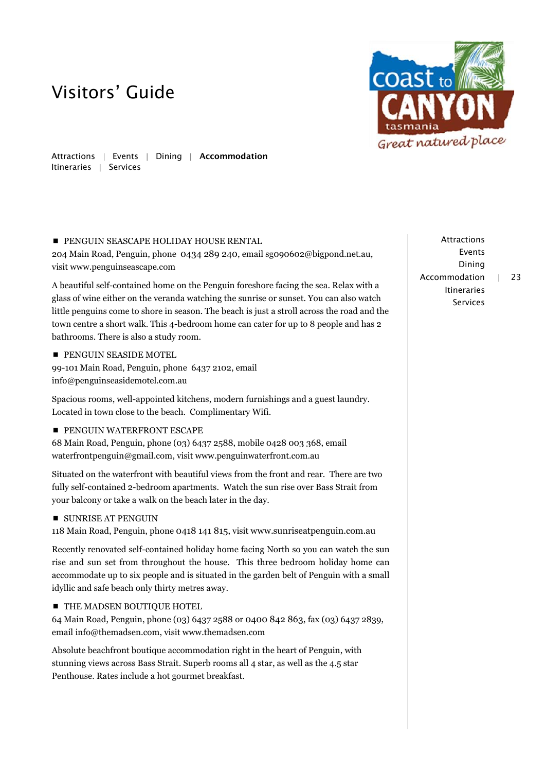# Visitors' Guide

Attractions | Events | Dining | **Accommodation**
Itineraries | Services

■ PENGUIN SEASCAPE HOLIDAY HOUSE RENTAL
204 Main Road, Penguin, phone 0434 289 240, email sg090602@bigpond.net.au, visit www.penguinseascape.com

A beautiful self-contained home on the Penguin foreshore facing the sea. Relax with a glass of wine either on the veranda watching the sunrise or sunset. You can also watch little penguins come to shore in season. The beach is just a stroll across the road and the town centre a short walk. This 4-bedroom home can cater for up to 8 people and has 2 bathrooms. There is also a study room.

■ PENGUIN SEASIDE MOTEL
99-101 Main Road, Penguin, phone 6437 2102, email info@penguinseasidemotel.com.au

Spacious rooms, well-appointed kitchens, modern furnishings and a guest laundry. Located in town close to the beach. Complimentary Wifi.

■ PENGUIN WATERFRONT ESCAPE
68 Main Road, Penguin, phone (03) 6437 2588, mobile 0428 003 368, email waterfrontpenguin@gmail.com, visit www.penguinwaterfront.com.au

Situated on the waterfront with beautiful views from the front and rear. There are two fully self-contained 2-bedroom apartments. Watch the sun rise over Bass Strait from your balcony or take a walk on the beach later in the day.

■ SUNRISE AT PENGUIN
118 Main Road, Penguin, phone 0418 141 815, visit www.sunriseatpenguin.com.au

Recently renovated self-contained holiday home facing North so you can watch the sun rise and sun set from throughout the house. This three bedroom holiday home can accommodate up to six people and is situated in the garden belt of Penguin with a small idyllic and safe beach only thirty metres away.

■ THE MADSEN BOUTIQUE HOTEL
64 Main Road, Penguin, phone (03) 6437 2588 or 0400 842 863, fax (03) 6437 2839, email info@themadsen.com, visit www.themadsen.com

Absolute beachfront boutique accommodation right in the heart of Penguin, with stunning views across Bass Strait. Superb rooms all 4 star, as well as the 4.5 star Penthouse. Rates include a hot gourmet breakfast.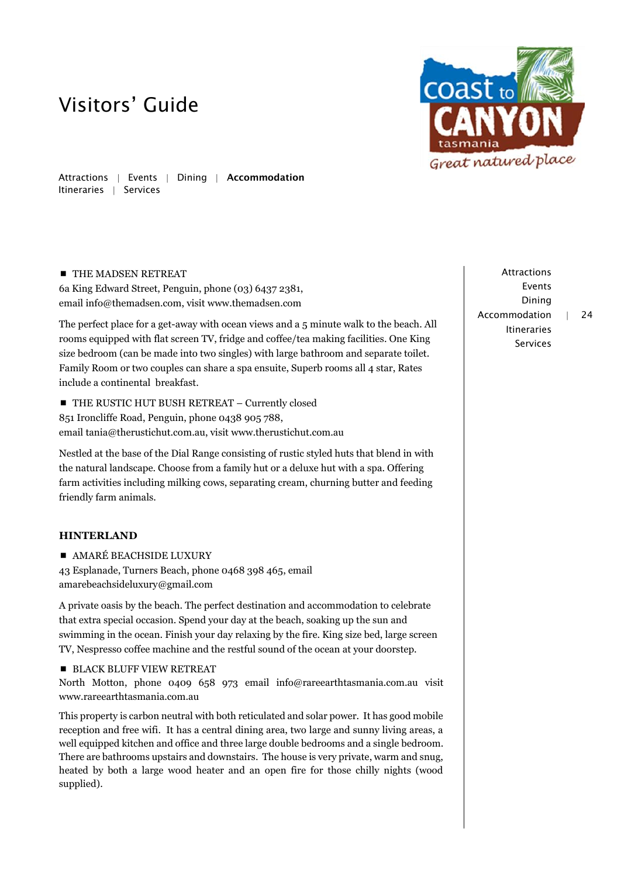# Visitors' Guide

Attractions | Events | Dining | **Accommodation**
Itineraries | Services

- THE MADSEN RETREAT

6a King Edward Street, Penguin, phone (03) 6437 2381,
email info@themadsen.com, visit www.themadsen.com

The perfect place for a get-away with ocean views and a 5 minute walk to the beach. All rooms equipped with flat screen TV, fridge and coffee/tea making facilities. One King size bedroom (can be made into two singles) with large bathroom and separate toilet. Family Room or two couples can share a spa ensuite, Superb rooms all 4 star, Rates include a continental breakfast.

- THE RUSTIC HUT BUSH RETREAT – Currently closed

851 Ironcliffe Road, Penguin, phone 0438 905 788,
email tania@therustichut.com.au, visit www.therustichut.com.au

Nestled at the base of the Dial Range consisting of rustic styled huts that blend in with the natural landscape. Choose from a family hut or a deluxe hut with a spa. Offering farm activities including milking cows, separating cream, churning butter and feeding friendly farm animals.

## HINTERLAND

- AMARÉ BEACHSIDE LUXURY

43 Esplanade, Turners Beach, phone 0468 398 465, email amarebeachsideluxury@gmail.com

A private oasis by the beach. The perfect destination and accommodation to celebrate that extra special occasion. Spend your day at the beach, soaking up the sun and swimming in the ocean. Finish your day relaxing by the fire. King size bed, large screen TV, Nespresso coffee machine and the restful sound of the ocean at your doorstep.

- BLACK BLUFF VIEW RETREAT

North Motton, phone 0409 658 973 email info@rareearthtasmania.com.au visit www.rareearthtasmania.com.au

This property is carbon neutral with both reticulated and solar power. It has good mobile reception and free wifi. It has a central dining area, two large and sunny living areas, a well equipped kitchen and office and three large double bedrooms and a single bedroom. There are bathrooms upstairs and downstairs. The house is very private, warm and snug, heated by both a large wood heater and an open fire for those chilly nights (wood supplied).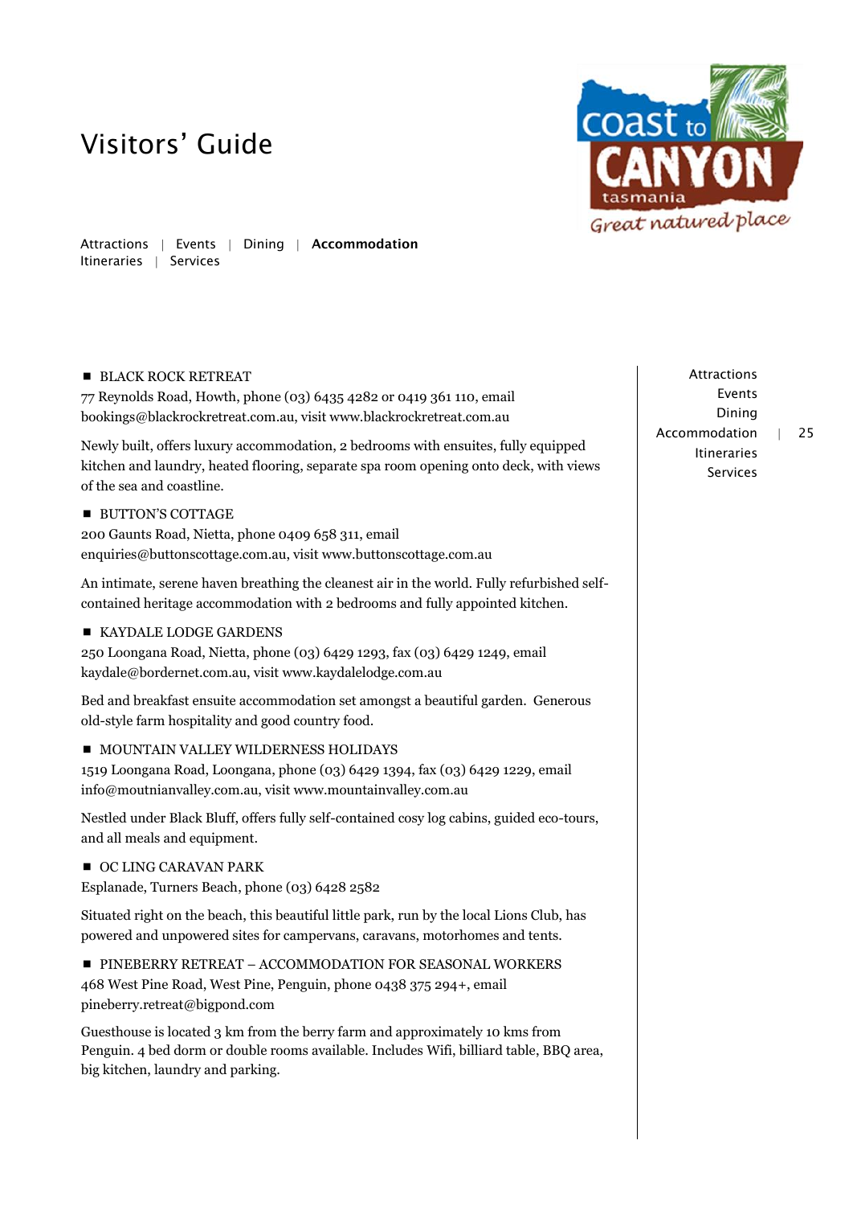# Visitors' Guide

Attractions | Events | Dining | **Accommodation**
Itineraries | Services

■ BLACK ROCK RETREAT
77 Reynolds Road, Howth, phone (03) 6435 4282 or 0419 361 110, email bookings@blackrockretreat.com.au, visit www.blackrockretreat.com.au

Newly built, offers luxury accommodation, 2 bedrooms with ensuites, fully equipped kitchen and laundry, heated flooring, separate spa room opening onto deck, with views of the sea and coastline.

■ BUTTON'S COTTAGE
200 Gaunts Road, Nietta, phone 0409 658 311, email enquiries@buttonscottage.com.au, visit www.buttonscottage.com.au

An intimate, serene haven breathing the cleanest air in the world. Fully refurbished self-contained heritage accommodation with 2 bedrooms and fully appointed kitchen.

■ KAYDALE LODGE GARDENS
250 Loongana Road, Nietta, phone (03) 6429 1293, fax (03) 6429 1249, email kaydale@bordernet.com.au, visit www.kaydalelodge.com.au

Bed and breakfast ensuite accommodation set amongst a beautiful garden. Generous old-style farm hospitality and good country food.

■ MOUNTAIN VALLEY WILDERNESS HOLIDAYS
1519 Loongana Road, Loongana, phone (03) 6429 1394, fax (03) 6429 1229, email info@moutnianvalley.com.au, visit www.mountainvalley.com.au

Nestled under Black Bluff, offers fully self-contained cosy log cabins, guided eco-tours, and all meals and equipment.

■ OC LING CARAVAN PARK
Esplanade, Turners Beach, phone (03) 6428 2582

Situated right on the beach, this beautiful little park, run by the local Lions Club, has powered and unpowered sites for campervans, caravans, motorhomes and tents.

■ PINEBERRY RETREAT – ACCOMMODATION FOR SEASONAL WORKERS
468 West Pine Road, West Pine, Penguin, phone 0438 375 294+, email pineberry.retreat@bigpond.com

Guesthouse is located 3 km from the berry farm and approximately 10 kms from Penguin. 4 bed dorm or double rooms available. Includes Wifi, billiard table, BBQ area, big kitchen, laundry and parking.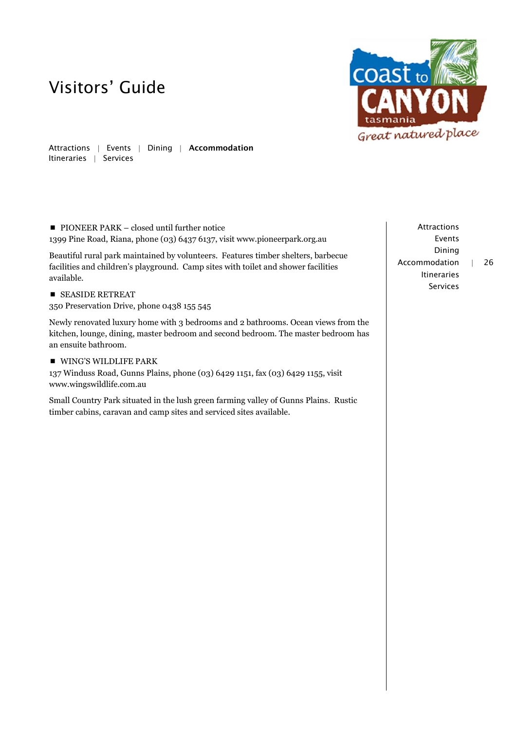# Visitors' Guide

Attractions | Events | Dining | **Accommodation**
Itineraries | Services

- PIONEER PARK – closed until further notice

1399 Pine Road, Riana, phone (03) 6437 6137, visit www.pioneerpark.org.au

Beautiful rural park maintained by volunteers. Features timber shelters, barbecue facilities and children's playground. Camp sites with toilet and shower facilities available.

- SEASIDE RETREAT

350 Preservation Drive, phone 0438 155 545

Newly renovated luxury home with 3 bedrooms and 2 bathrooms. Ocean views from the kitchen, lounge, dining, master bedroom and second bedroom. The master bedroom has an ensuite bathroom.

- WING'S WILDLIFE PARK

137 Winduss Road, Gunns Plains, phone (03) 6429 1151, fax (03) 6429 1155, visit www.wingswildlife.com.au

Small Country Park situated in the lush green farming valley of Gunns Plains. Rustic timber cabins, caravan and camp sites and serviced sites available.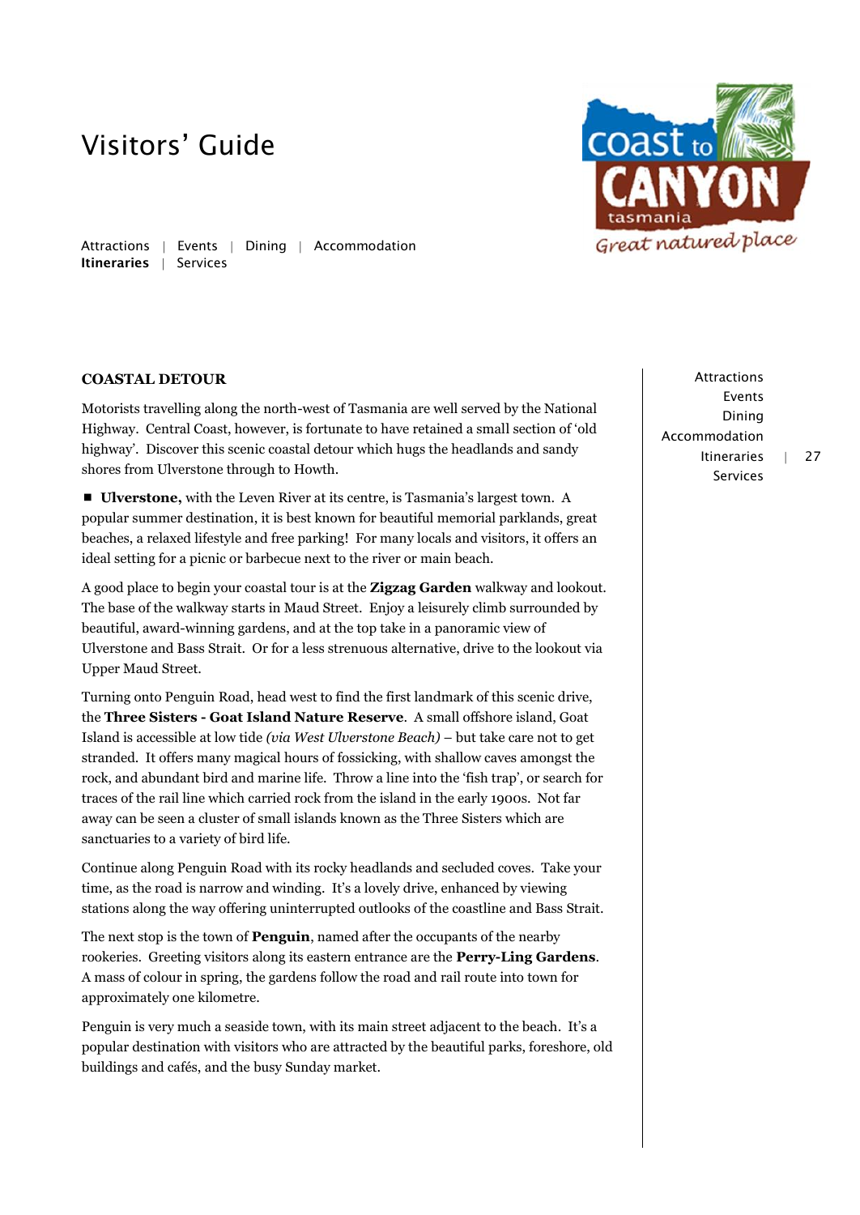## COASTAL DETOUR

Motorists travelling along the north-west of Tasmania are well served by the National Highway. Central Coast, however, is fortunate to have retained a small section of 'old highway'. Discover this scenic coastal detour which hugs the headlands and sandy shores from Ulverstone through to Howth.

- **Ulverstone,** with the Leven River at its centre, is Tasmania's largest town. A popular summer destination, it is best known for beautiful memorial parklands, great beaches, a relaxed lifestyle and free parking! For many locals and visitors, it offers an ideal setting for a picnic or barbecue next to the river or main beach.

A good place to begin your coastal tour is at the **Zigzag Garden** walkway and lookout. The base of the walkway starts in Maud Street. Enjoy a leisurely climb surrounded by beautiful, award-winning gardens, and at the top take in a panoramic view of Ulverstone and Bass Strait. Or for a less strenuous alternative, drive to the lookout via Upper Maud Street.

Turning onto Penguin Road, head west to find the first landmark of this scenic drive, the **Three Sisters - Goat Island Nature Reserve**. A small offshore island, Goat Island is accessible at low tide *(via West Ulverstone Beach)* – but take care not to get stranded. It offers many magical hours of fossicking, with shallow caves amongst the rock, and abundant bird and marine life. Throw a line into the 'fish trap', or search for traces of the rail line which carried rock from the island in the early 1900s. Not far away can be seen a cluster of small islands known as the Three Sisters which are sanctuaries to a variety of bird life.

Continue along Penguin Road with its rocky headlands and secluded coves. Take your time, as the road is narrow and winding. It's a lovely drive, enhanced by viewing stations along the way offering uninterrupted outlooks of the coastline and Bass Strait.

The next stop is the town of **Penguin**, named after the occupants of the nearby rookeries. Greeting visitors along its eastern entrance are the **Perry-Ling Gardens**. A mass of colour in spring, the gardens follow the road and rail route into town for approximately one kilometre.

Penguin is very much a seaside town, with its main street adjacent to the beach. It's a popular destination with visitors who are attracted by the beautiful parks, foreshore, old buildings and cafés, and the busy Sunday market.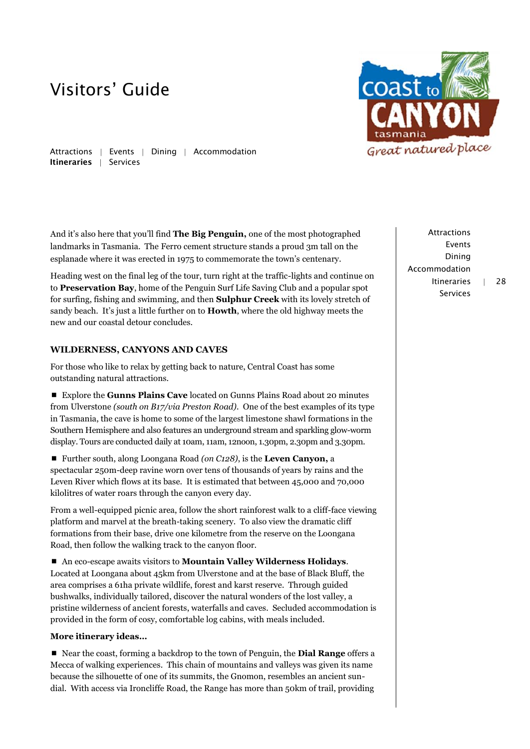And it's also here that you'll find **The Big Penguin,** one of the most photographed landmarks in Tasmania. The Ferro cement structure stands a proud 3m tall on the esplanade where it was erected in 1975 to commemorate the town's centenary.

Heading west on the final leg of the tour, turn right at the traffic-lights and continue on to **Preservation Bay**, home of the Penguin Surf Life Saving Club and a popular spot for surfing, fishing and swimming, and then **Sulphur Creek** with its lovely stretch of sandy beach. It's just a little further on to **Howth**, where the old highway meets the new and our coastal detour concludes.

## WILDERNESS, CANYONS AND CAVES

For those who like to relax by getting back to nature, Central Coast has some outstanding natural attractions.

- Explore the **Gunns Plains Cave** located on Gunns Plains Road about 20 minutes from Ulverstone *(south on B17/via Preston Road)*. One of the best examples of its type in Tasmania, the cave is home to some of the largest limestone shawl formations in the Southern Hemisphere and also features an underground stream and sparkling glow-worm display. Tours are conducted daily at 10am, 11am, 12noon, 1.30pm, 2.30pm and 3.30pm.

- Further south, along Loongana Road *(on C128)*, is the **Leven Canyon,** a spectacular 250m-deep ravine worn over tens of thousands of years by rains and the Leven River which flows at its base. It is estimated that between 45,000 and 70,000 kilolitres of water roars through the canyon every day.

From a well-equipped picnic area, follow the short rainforest walk to a cliff-face viewing platform and marvel at the breath-taking scenery. To also view the dramatic cliff formations from their base, drive one kilometre from the reserve on the Loongana Road, then follow the walking track to the canyon floor.

- An eco-escape awaits visitors to **Mountain Valley Wilderness Holidays**. Located at Loongana about 45km from Ulverstone and at the base of Black Bluff, the area comprises a 61ha private wildlife, forest and karst reserve. Through guided bushwalks, individually tailored, discover the natural wonders of the lost valley, a pristine wilderness of ancient forests, waterfalls and caves. Secluded accommodation is provided in the form of cosy, comfortable log cabins, with meals included.

### More itinerary ideas…

- Near the coast, forming a backdrop to the town of Penguin, the **Dial Range** offers a Mecca of walking experiences. This chain of mountains and valleys was given its name because the silhouette of one of its summits, the Gnomon, resembles an ancient sun-dial. With access via Ironcliffe Road, the Range has more than 50km of trail, providing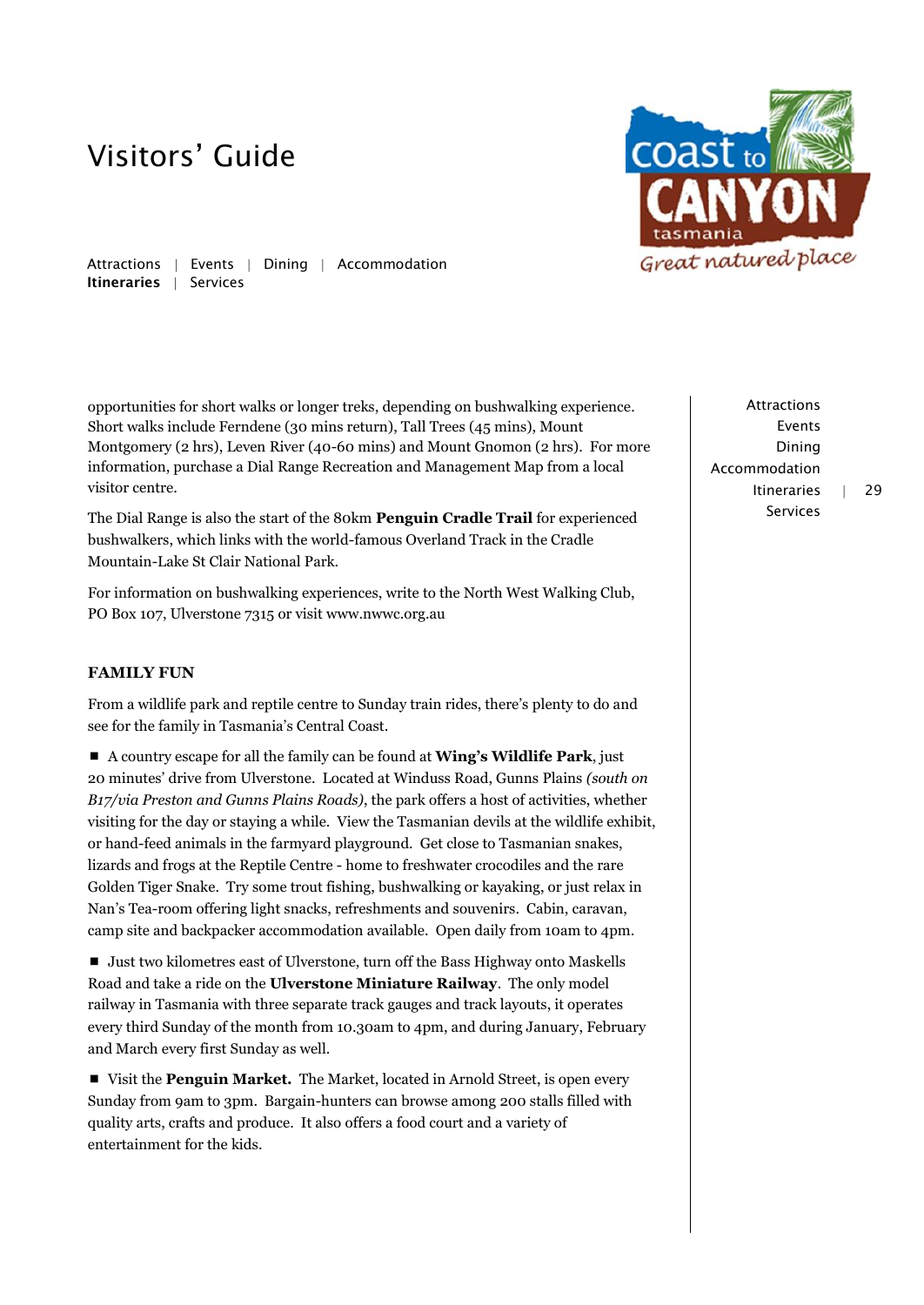opportunities for short walks or longer treks, depending on bushwalking experience. Short walks include Ferndene (30 mins return), Tall Trees (45 mins), Mount Montgomery (2 hrs), Leven River (40-60 mins) and Mount Gnomon (2 hrs). For more information, purchase a Dial Range Recreation and Management Map from a local visitor centre.

The Dial Range is also the start of the 80km **Penguin Cradle Trail** for experienced bushwalkers, which links with the world-famous Overland Track in the Cradle Mountain-Lake St Clair National Park.

For information on bushwalking experiences, write to the North West Walking Club, PO Box 107, Ulverstone 7315 or visit www.nwwc.org.au

## FAMILY FUN

From a wildlife park and reptile centre to Sunday train rides, there's plenty to do and see for the family in Tasmania's Central Coast.

- A country escape for all the family can be found at **Wing's Wildlife Park**, just 20 minutes' drive from Ulverstone. Located at Winduss Road, Gunns Plains *(south on B17/via Preston and Gunns Plains Roads)*, the park offers a host of activities, whether visiting for the day or staying a while. View the Tasmanian devils at the wildlife exhibit, or hand-feed animals in the farmyard playground. Get close to Tasmanian snakes, lizards and frogs at the Reptile Centre - home to freshwater crocodiles and the rare Golden Tiger Snake. Try some trout fishing, bushwalking or kayaking, or just relax in Nan's Tea-room offering light snacks, refreshments and souvenirs. Cabin, caravan, camp site and backpacker accommodation available. Open daily from 10am to 4pm.

- Just two kilometres east of Ulverstone, turn off the Bass Highway onto Maskells Road and take a ride on the **Ulverstone Miniature Railway**. The only model railway in Tasmania with three separate track gauges and track layouts, it operates every third Sunday of the month from 10.30am to 4pm, and during January, February and March every first Sunday as well.

- Visit the **Penguin Market.** The Market, located in Arnold Street, is open every Sunday from 9am to 3pm. Bargain-hunters can browse among 200 stalls filled with quality arts, crafts and produce. It also offers a food court and a variety of entertainment for the kids.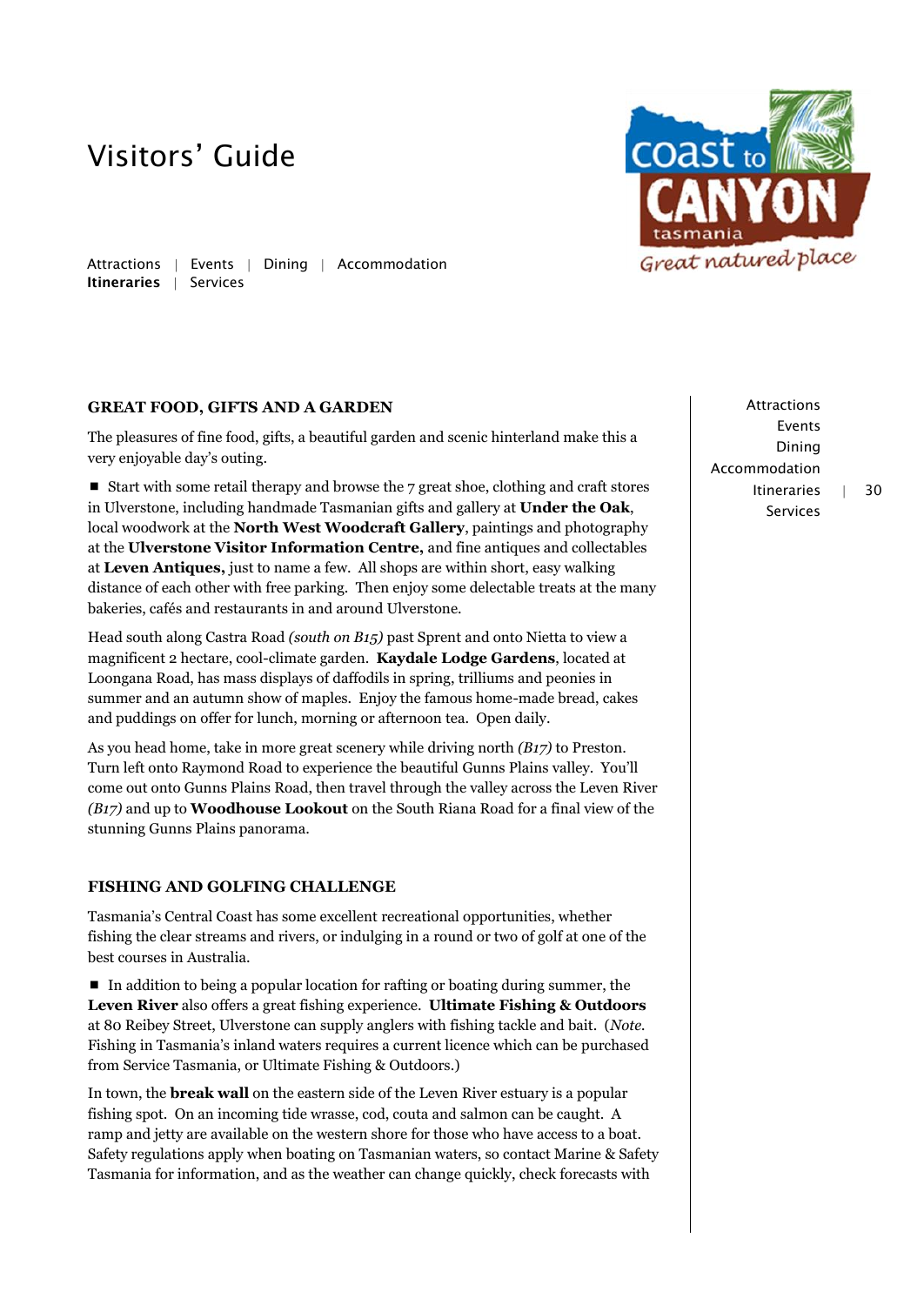## GREAT FOOD, GIFTS AND A GARDEN

The pleasures of fine food, gifts, a beautiful garden and scenic hinterland make this a very enjoyable day's outing.

- Start with some retail therapy and browse the 7 great shoe, clothing and craft stores in Ulverstone, including handmade Tasmanian gifts and gallery at **Under the Oak**, local woodwork at the **North West Woodcraft Gallery**, paintings and photography at the **Ulverstone Visitor Information Centre,** and fine antiques and collectables at **Leven Antiques,** just to name a few. All shops are within short, easy walking distance of each other with free parking. Then enjoy some delectable treats at the many bakeries, cafés and restaurants in and around Ulverstone.

Head south along Castra Road *(south on B15)* past Sprent and onto Nietta to view a magnificent 2 hectare, cool-climate garden. **Kaydale Lodge Gardens**, located at Loongana Road, has mass displays of daffodils in spring, trilliums and peonies in summer and an autumn show of maples. Enjoy the famous home-made bread, cakes and puddings on offer for lunch, morning or afternoon tea. Open daily.

As you head home, take in more great scenery while driving north *(B17)* to Preston. Turn left onto Raymond Road to experience the beautiful Gunns Plains valley. You'll come out onto Gunns Plains Road, then travel through the valley across the Leven River *(B17)* and up to **Woodhouse Lookout** on the South Riana Road for a final view of the stunning Gunns Plains panorama.

## FISHING AND GOLFING CHALLENGE

Tasmania's Central Coast has some excellent recreational opportunities, whether fishing the clear streams and rivers, or indulging in a round or two of golf at one of the best courses in Australia.

- In addition to being a popular location for rafting or boating during summer, the **Leven River** also offers a great fishing experience. **Ultimate Fishing & Outdoors** at 80 Reibey Street, Ulverstone can supply anglers with fishing tackle and bait. (*Note.* Fishing in Tasmania's inland waters requires a current licence which can be purchased from Service Tasmania, or Ultimate Fishing & Outdoors.)

In town, the **break wall** on the eastern side of the Leven River estuary is a popular fishing spot. On an incoming tide wrasse, cod, couta and salmon can be caught. A ramp and jetty are available on the western shore for those who have access to a boat. Safety regulations apply when boating on Tasmanian waters, so contact Marine & Safety Tasmania for information, and as the weather can change quickly, check forecasts with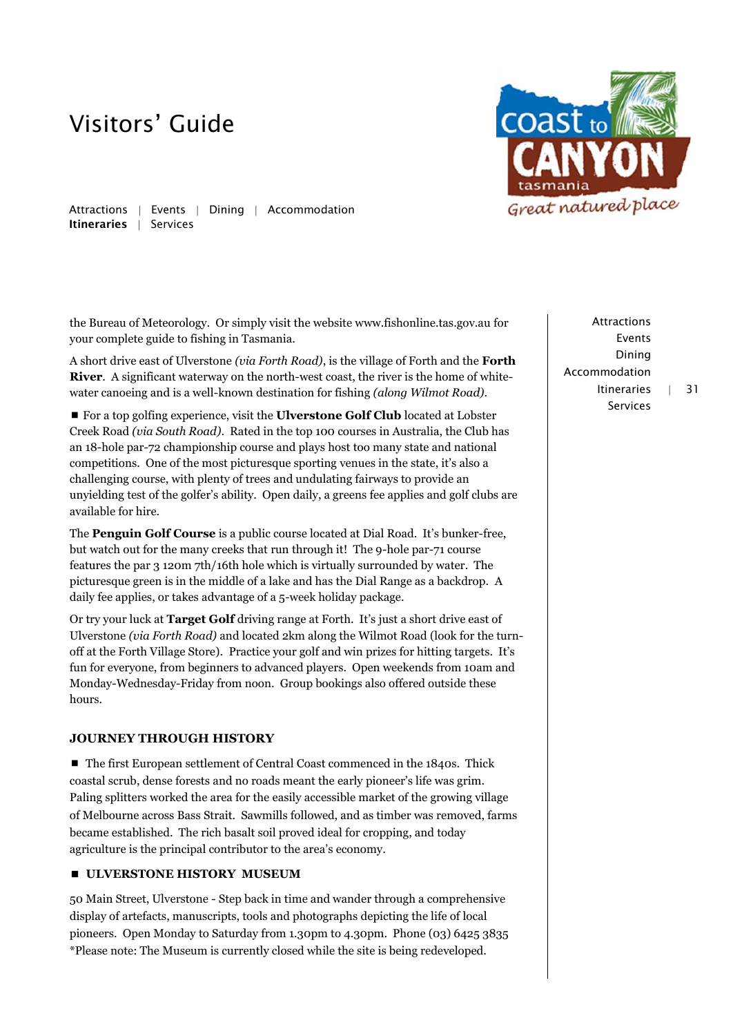the Bureau of Meteorology. Or simply visit the website www.fishonline.tas.gov.au for your complete guide to fishing in Tasmania.

A short drive east of Ulverstone *(via Forth Road)*, is the village of Forth and the **Forth River**. A significant waterway on the north-west coast, the river is the home of white-water canoeing and is a well-known destination for fishing *(along Wilmot Road)*.

■ For a top golfing experience, visit the **Ulverstone Golf Club** located at Lobster Creek Road *(via South Road)*. Rated in the top 100 courses in Australia, the Club has an 18-hole par-72 championship course and plays host too many state and national competitions. One of the most picturesque sporting venues in the state, it's also a challenging course, with plenty of trees and undulating fairways to provide an unyielding test of the golfer's ability. Open daily, a greens fee applies and golf clubs are available for hire.

The **Penguin Golf Course** is a public course located at Dial Road. It's bunker-free, but watch out for the many creeks that run through it! The 9-hole par-71 course features the par 3 120m 7th/16th hole which is virtually surrounded by water. The picturesque green is in the middle of a lake and has the Dial Range as a backdrop. A daily fee applies, or takes advantage of a 5-week holiday package.

Or try your luck at **Target Golf** driving range at Forth. It's just a short drive east of Ulverstone *(via Forth Road)* and located 2km along the Wilmot Road (look for the turn-off at the Forth Village Store). Practice your golf and win prizes for hitting targets. It's fun for everyone, from beginners to advanced players. Open weekends from 10am and Monday-Wednesday-Friday from noon. Group bookings also offered outside these hours.

## JOURNEY THROUGH HISTORY

■ The first European settlement of Central Coast commenced in the 1840s. Thick coastal scrub, dense forests and no roads meant the early pioneer's life was grim. Paling splitters worked the area for the easily accessible market of the growing village of Melbourne across Bass Strait. Sawmills followed, and as timber was removed, farms became established. The rich basalt soil proved ideal for cropping, and today agriculture is the principal contributor to the area's economy.

### ■ ULVERSTONE HISTORY MUSEUM

50 Main Street, Ulverstone - Step back in time and wander through a comprehensive display of artefacts, manuscripts, tools and photographs depicting the life of local pioneers. Open Monday to Saturday from 1.30pm to 4.30pm. Phone (03) 6425 3835
*Please note: The Museum is currently closed while the site is being redeveloped.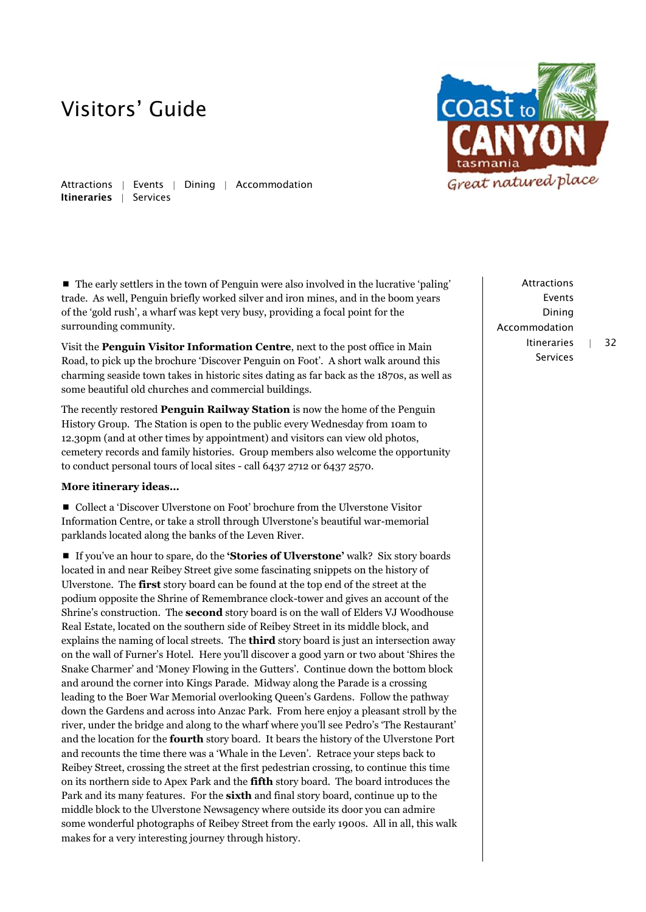- The early settlers in the town of Penguin were also involved in the lucrative 'paling' trade. As well, Penguin briefly worked silver and iron mines, and in the boom years of the 'gold rush', a wharf was kept very busy, providing a focal point for the surrounding community.

Visit the **Penguin Visitor Information Centre**, next to the post office in Main Road, to pick up the brochure 'Discover Penguin on Foot'. A short walk around this charming seaside town takes in historic sites dating as far back as the 1870s, as well as some beautiful old churches and commercial buildings.

The recently restored **Penguin Railway Station** is now the home of the Penguin History Group. The Station is open to the public every Wednesday from 10am to 12.30pm (and at other times by appointment) and visitors can view old photos, cemetery records and family histories. Group members also welcome the opportunity to conduct personal tours of local sites - call 6437 2712 or 6437 2570.

**More itinerary ideas...**

- Collect a 'Discover Ulverstone on Foot' brochure from the Ulverstone Visitor Information Centre, or take a stroll through Ulverstone's beautiful war-memorial parklands located along the banks of the Leven River.

- If you've an hour to spare, do the **'Stories of Ulverstone'** walk? Six story boards located in and near Reibey Street give some fascinating snippets on the history of Ulverstone. The **first** story board can be found at the top end of the street at the podium opposite the Shrine of Remembrance clock-tower and gives an account of the Shrine's construction. The **second** story board is on the wall of Elders VJ Woodhouse Real Estate, located on the southern side of Reibey Street in its middle block, and explains the naming of local streets. The **third** story board is just an intersection away on the wall of Furner's Hotel. Here you'll discover a good yarn or two about 'Shires the Snake Charmer' and 'Money Flowing in the Gutters'. Continue down the bottom block and around the corner into Kings Parade. Midway along the Parade is a crossing leading to the Boer War Memorial overlooking Queen's Gardens. Follow the pathway down the Gardens and across into Anzac Park. From here enjoy a pleasant stroll by the river, under the bridge and along to the wharf where you'll see Pedro's 'The Restaurant' and the location for the **fourth** story board. It bears the history of the Ulverstone Port and recounts the time there was a 'Whale in the Leven'. Retrace your steps back to Reibey Street, crossing the street at the first pedestrian crossing, to continue this time on its northern side to Apex Park and the **fifth** story board. The board introduces the Park and its many features. For the **sixth** and final story board, continue up to the middle block to the Ulverstone Newsagency where outside its door you can admire some wonderful photographs of Reibey Street from the early 1900s. All in all, this walk makes for a very interesting journey through history.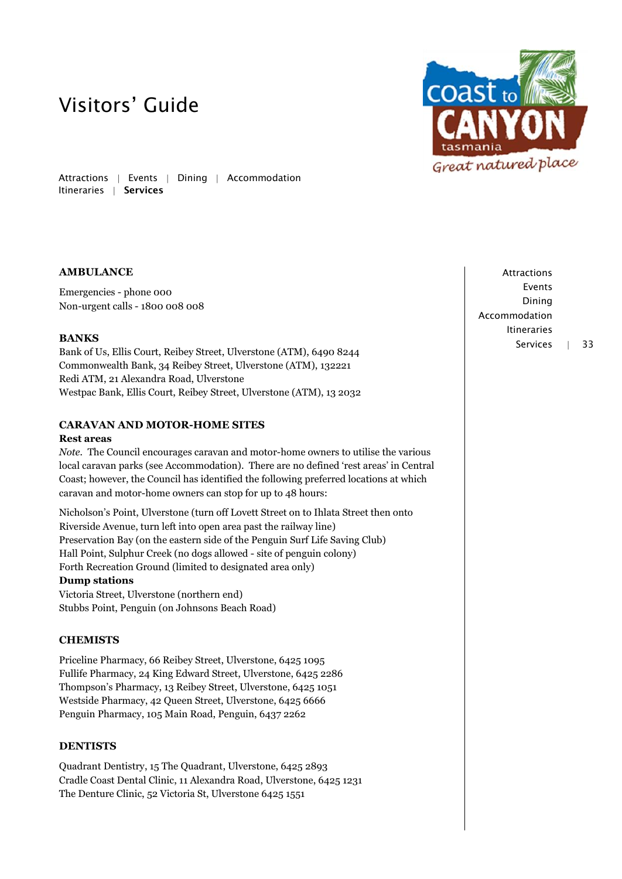# Visitors' Guide

## AMBULANCE

Emergencies - phone 000
Non-urgent calls - 1800 008 008

## BANKS

Bank of Us, Ellis Court, Reibey Street, Ulverstone (ATM), 6490 8244
Commonwealth Bank, 34 Reibey Street, Ulverstone (ATM), 132221
Redi ATM, 21 Alexandra Road, Ulverstone
Westpac Bank, Ellis Court, Reibey Street, Ulverstone (ATM), 13 2032

## CARAVAN AND MOTOR-HOME SITES

### Rest areas

*Note.* The Council encourages caravan and motor-home owners to utilise the various local caravan parks (see Accommodation). There are no defined 'rest areas' in Central Coast; however, the Council has identified the following preferred locations at which caravan and motor-home owners can stop for up to 48 hours:

Nicholson's Point, Ulverstone (turn off Lovett Street on to Ihlata Street then onto Riverside Avenue, turn left into open area past the railway line)
Preservation Bay (on the eastern side of the Penguin Surf Life Saving Club)
Hall Point, Sulphur Creek (no dogs allowed - site of penguin colony)
Forth Recreation Ground (limited to designated area only)

### Dump stations

Victoria Street, Ulverstone (northern end)
Stubbs Point, Penguin (on Johnsons Beach Road)

## CHEMISTS

Priceline Pharmacy, 66 Reibey Street, Ulverstone, 6425 1095
Fullife Pharmacy, 24 King Edward Street, Ulverstone, 6425 2286
Thompson's Pharmacy, 13 Reibey Street, Ulverstone, 6425 1051
Westside Pharmacy, 42 Queen Street, Ulverstone, 6425 6666
Penguin Pharmacy, 105 Main Road, Penguin, 6437 2262

## DENTISTS

Quadrant Dentistry, 15 The Quadrant, Ulverstone, 6425 2893
Cradle Coast Dental Clinic, 11 Alexandra Road, Ulverstone, 6425 1231
The Denture Clinic, 52 Victoria St, Ulverstone 6425 1551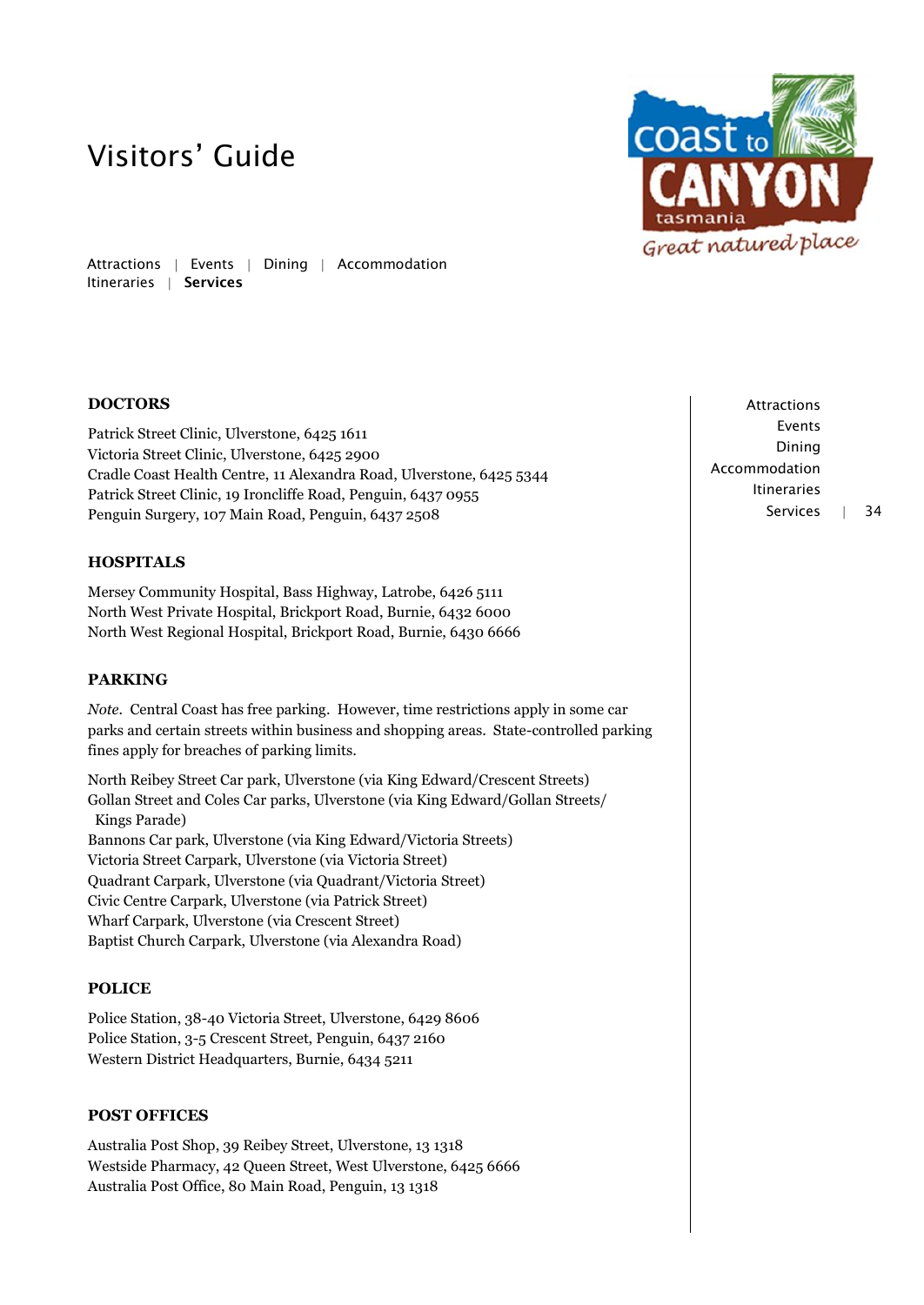# Visitors' Guide

Attractions | Events | Dining | Accommodation
Itineraries | **Services**

## DOCTORS

Patrick Street Clinic, Ulverstone, 6425 1611
Victoria Street Clinic, Ulverstone, 6425 2900
Cradle Coast Health Centre, 11 Alexandra Road, Ulverstone, 6425 5344
Patrick Street Clinic, 19 Ironcliffe Road, Penguin, 6437 0955
Penguin Surgery, 107 Main Road, Penguin, 6437 2508

## HOSPITALS

Mersey Community Hospital, Bass Highway, Latrobe, 6426 5111
North West Private Hospital, Brickport Road, Burnie, 6432 6000
North West Regional Hospital, Brickport Road, Burnie, 6430 6666

## PARKING

*Note.* Central Coast has free parking. However, time restrictions apply in some car parks and certain streets within business and shopping areas. State-controlled parking fines apply for breaches of parking limits.

North Reibey Street Car park, Ulverstone (via King Edward/Crescent Streets)
Gollan Street and Coles Car parks, Ulverstone (via King Edward/Gollan Streets/ Kings Parade)
Bannons Car park, Ulverstone (via King Edward/Victoria Streets)
Victoria Street Carpark, Ulverstone (via Victoria Street)
Quadrant Carpark, Ulverstone (via Quadrant/Victoria Street)
Civic Centre Carpark, Ulverstone (via Patrick Street)
Wharf Carpark, Ulverstone (via Crescent Street)
Baptist Church Carpark, Ulverstone (via Alexandra Road)

## POLICE

Police Station, 38-40 Victoria Street, Ulverstone, 6429 8606
Police Station, 3-5 Crescent Street, Penguin, 6437 2160
Western District Headquarters, Burnie, 6434 5211

## POST OFFICES

Australia Post Shop, 39 Reibey Street, Ulverstone, 13 1318
Westside Pharmacy, 42 Queen Street, West Ulverstone, 6425 6666
Australia Post Office, 80 Main Road, Penguin, 13 1318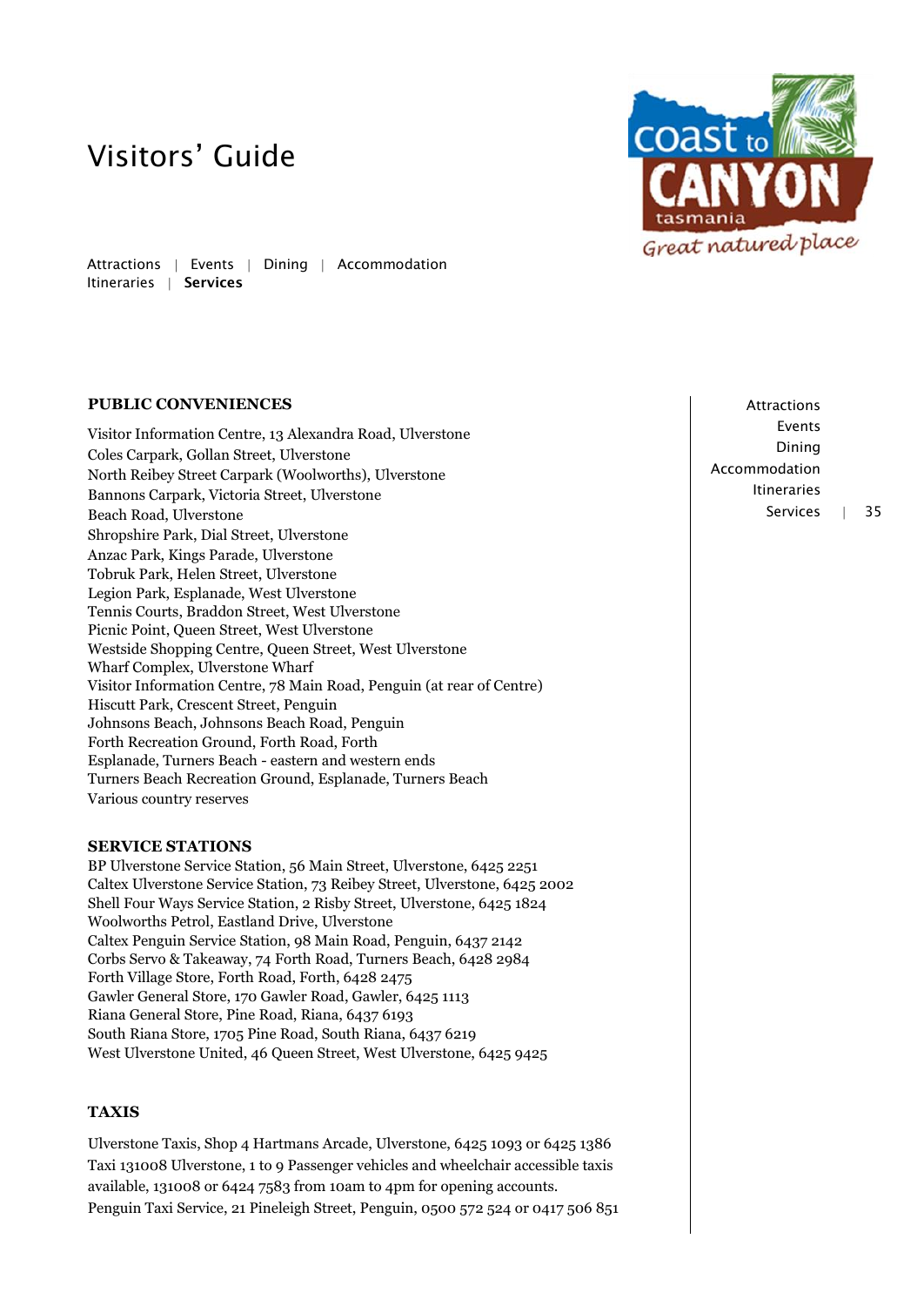# Visitors' Guide

Attractions | Events | Dining | Accommodation
Itineraries | **Services**

## PUBLIC CONVENIENCES

Visitor Information Centre, 13 Alexandra Road, Ulverstone
Coles Carpark, Gollan Street, Ulverstone
North Reibey Street Carpark (Woolworths), Ulverstone
Bannons Carpark, Victoria Street, Ulverstone
Beach Road, Ulverstone
Shropshire Park, Dial Street, Ulverstone
Anzac Park, Kings Parade, Ulverstone
Tobruk Park, Helen Street, Ulverstone
Legion Park, Esplanade, West Ulverstone
Tennis Courts, Braddon Street, West Ulverstone
Picnic Point, Queen Street, West Ulverstone
Westside Shopping Centre, Queen Street, West Ulverstone
Wharf Complex, Ulverstone Wharf
Visitor Information Centre, 78 Main Road, Penguin (at rear of Centre)
Hiscutt Park, Crescent Street, Penguin
Johnsons Beach, Johnsons Beach Road, Penguin
Forth Recreation Ground, Forth Road, Forth
Esplanade, Turners Beach - eastern and western ends
Turners Beach Recreation Ground, Esplanade, Turners Beach
Various country reserves

## SERVICE STATIONS

BP Ulverstone Service Station, 56 Main Street, Ulverstone, 6425 2251
Caltex Ulverstone Service Station, 73 Reibey Street, Ulverstone, 6425 2002
Shell Four Ways Service Station, 2 Risby Street, Ulverstone, 6425 1824
Woolworths Petrol, Eastland Drive, Ulverstone
Caltex Penguin Service Station, 98 Main Road, Penguin, 6437 2142
Corbs Servo & Takeaway, 74 Forth Road, Turners Beach, 6428 2984
Forth Village Store, Forth Road, Forth, 6428 2475
Gawler General Store, 170 Gawler Road, Gawler, 6425 1113
Riana General Store, Pine Road, Riana, 6437 6193
South Riana Store, 1705 Pine Road, South Riana, 6437 6219
West Ulverstone United, 46 Queen Street, West Ulverstone, 6425 9425

## TAXIS

Ulverstone Taxis, Shop 4 Hartmans Arcade, Ulverstone, 6425 1093 or 6425 1386
Taxi 131008 Ulverstone, 1 to 9 Passenger vehicles and wheelchair accessible taxis available, 131008 or 6424 7583 from 10am to 4pm for opening accounts.
Penguin Taxi Service, 21 Pineleigh Street, Penguin, 0500 572 524 or 0417 506 851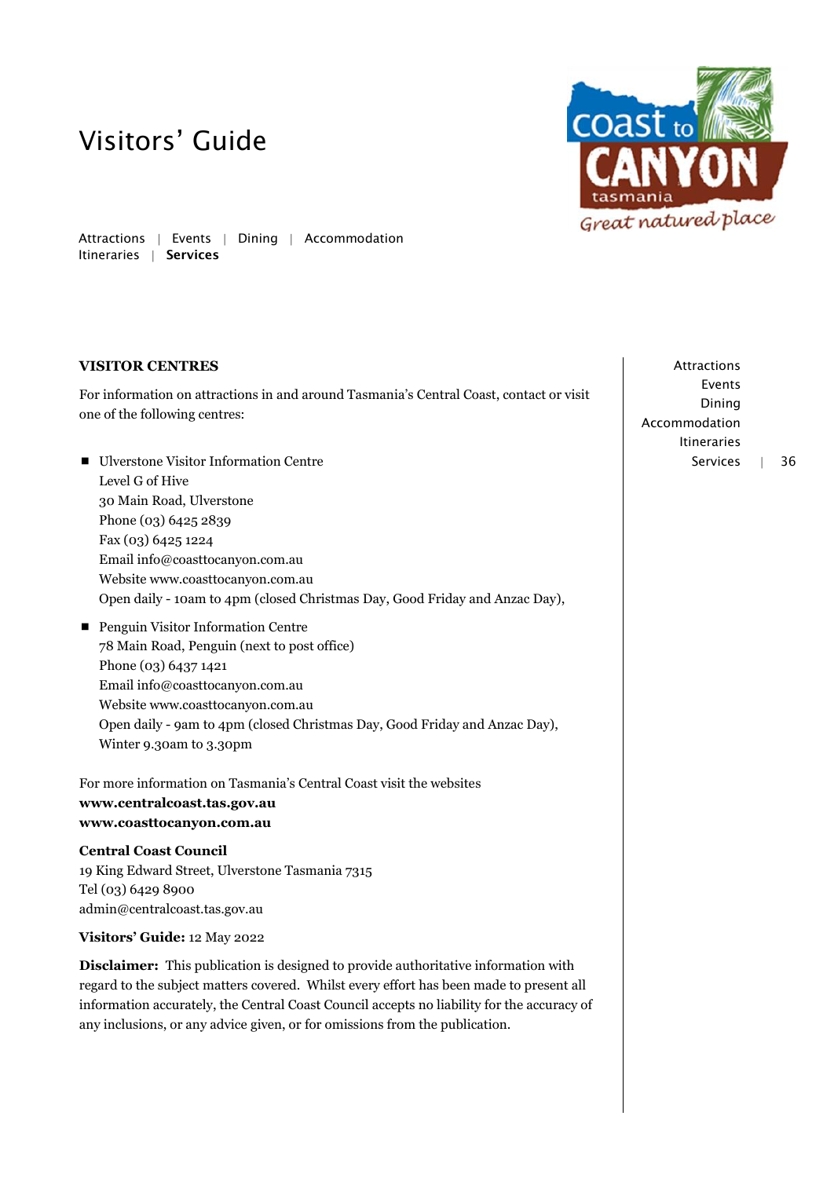# Visitors' Guide

Attractions | Events | Dining | Accommodation
Itineraries | **Services**

## VISITOR CENTRES

For information on attractions in and around Tasmania's Central Coast, contact or visit one of the following centres:

- Ulverstone Visitor Information Centre
  Level G of Hive
  30 Main Road, Ulverstone
  Phone (03) 6425 2839
  Fax (03) 6425 1224
  Email info@coasttocanyon.com.au
  Website www.coasttocanyon.com.au
  Open daily - 10am to 4pm (closed Christmas Day, Good Friday and Anzac Day),

- Penguin Visitor Information Centre
  78 Main Road, Penguin (next to post office)
  Phone (03) 6437 1421
  Email info@coasttocanyon.com.au
  Website www.coasttocanyon.com.au
  Open daily - 9am to 4pm (closed Christmas Day, Good Friday and Anzac Day),
  Winter 9.30am to 3.30pm

For more information on Tasmania's Central Coast visit the websites
**www.centralcoast.tas.gov.au**
**www.coasttocanyon.com.au**

**Central Coast Council**
19 King Edward Street, Ulverstone Tasmania 7315
Tel (03) 6429 8900
admin@centralcoast.tas.gov.au

**Visitors' Guide:** 12 May 2022

**Disclaimer:** This publication is designed to provide authoritative information with regard to the subject matters covered. Whilst every effort has been made to present all information accurately, the Central Coast Council accepts no liability for the accuracy of any inclusions, or any advice given, or for omissions from the publication.